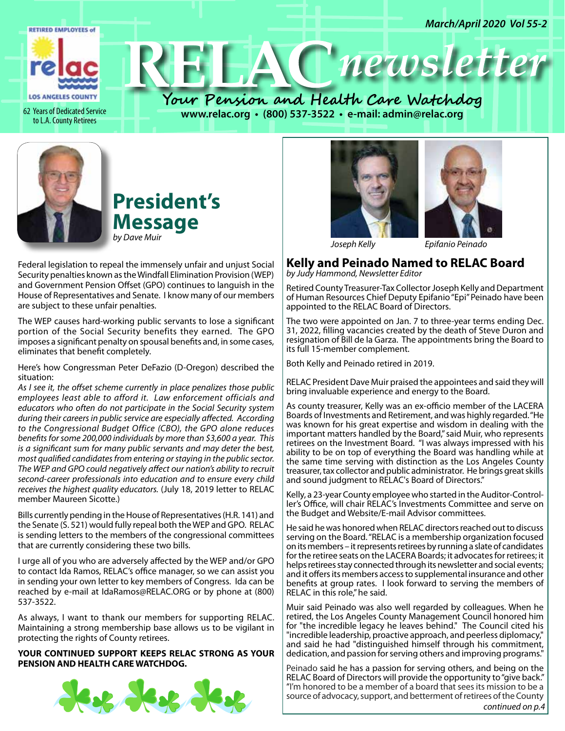RETIRED EMPLOYEES of relac LOS ANGELES COUNTY

62 Years of Dedicated Service to L.A. County Retirees

March/April 2020 Vol 55-2

# RELAC newsletter

**Your Pension and Health Care Watchdog**

**www.relac.org • (800) 537-3522 • e-mail: admin@relac.org**

## President's Message

*by Dave Muir*

Federal legislation to repeal the immensely unfair and unjust Social Security penalties known as the Windfall Elimination Provision (WEP) and Government Pension Offset (GPO) continues to languish in the House of Representatives and Senate. I know many of our members are subject to these unfair penalties.

The WEP causes hard-working public servants to lose a significant portion of the Social Security benefits they earned. The GPO imposes a significant penalty on spousal benefits and, in some cases, eliminates that benefit completely.

Here's how Congressman Peter DeFazio (D-Oregon) described the situation:

*As I see it, the offset scheme currently in place penalizes those public employees least able to afford it. Law enforcement officials and educators who often do not participate in the Social Security system during their careers in public service are especially affected. According to the Congressional Budget Office (CBO), the GPO alone reduces benefits for some 200,000 individuals by more than $3,600 a year. This is a significant sum for many public servants and may deter the best, most qualified candidates from entering or staying in the public sector. The WEP and GPO could negatively affect our nation's ability to recruit second-career professionals into education and to ensure every child receives the highest quality educators.* (July 18, 2019 letter to RELAC member Maureen Sicotte.)

Bills currently pending in the House of Representatives (H.R. 141) and the Senate (S. 521) would fully repeal both the WEP and GPO. RELAC is sending letters to the members of the congressional committees that are currently considering these two bills.

I urge all of you who are adversely affected by the WEP and/or GPO to contact Ida Ramos, RELAC's office manager, so we can assist you in sending your own letter to key members of Congress. Ida can be reached by e-mail at IdaRamos@RELAC.ORG or by phone at (800) 537-3522.

As always, I want to thank our members for supporting RELAC. Maintaining a strong membership base allows us to be vigilant in protecting the rights of County retirees.

**YOUR CONTINUED SUPPORT KEEPS RELAC STRONG AS YOUR PENSION AND HEALTH CARE WATCHDOG.**

*Joseph Kelly* *Epifanio Peinado*

## Kelly and Peinado Named to RELAC Board

*by Judy Hammond, Newsletter Editor*

Retired County Treasurer-Tax Collector Joseph Kelly and Department of Human Resources Chief Deputy Epifanio "Epi" Peinado have been appointed to the RELAC Board of Directors.

The two were appointed on Jan. 7 to three-year terms ending Dec. 31, 2022, filling vacancies created by the death of Steve Duron and resignation of Bill de la Garza. The appointments bring the Board to its full 15-member complement.

Both Kelly and Peinado retired in 2019.

RELAC President Dave Muir praised the appointees and said they will bring invaluable experience and energy to the Board.

As county treasurer, Kelly was an ex-officio member of the LACERA Boards of Investments and Retirement, and was highly regarded. "He was known for his great expertise and wisdom in dealing with the important matters handled by the Board," said Muir, who represents retirees on the Investment Board. "I was always impressed with his ability to be on top of everything the Board was handling while at the same time serving with distinction as the Los Angeles County treasurer, tax collector and public administrator. He brings great skills and sound judgment to RELAC's Board of Directors."

Kelly, a 23-year County employee who started in the Auditor-Controller's Office, will chair RELAC's Investments Committee and serve on the Budget and Website/E-mail Advisor committees.

He said he was honored when RELAC directors reached out to discuss serving on the Board. "RELAC is a membership organization focused on its members – it represents retirees by running a slate of candidates for the retiree seats on the LACERA Boards; it advocates for retirees; it helps retirees stay connected through its newsletter and social events; and it offers its members access to supplemental insurance and other benefits at group rates. I look forward to serving the members of RELAC in this role," he said.

Muir said Peinado was also well regarded by colleagues. When he retired, the Los Angeles County Management Council honored him for "the incredible legacy he leaves behind." The Council cited his "incredible leadership, proactive approach, and peerless diplomacy," and said he had "distinguished himself through his commitment, dedication, and passion for serving others and improving programs."

Peinado said he has a passion for serving others, and being on the RELAC Board of Directors will provide the opportunity to "give back." "I'm honored to be a member of a board that sees its mission to be a source of advocacy, support, and betterment of retirees of the County

*continued on p.4*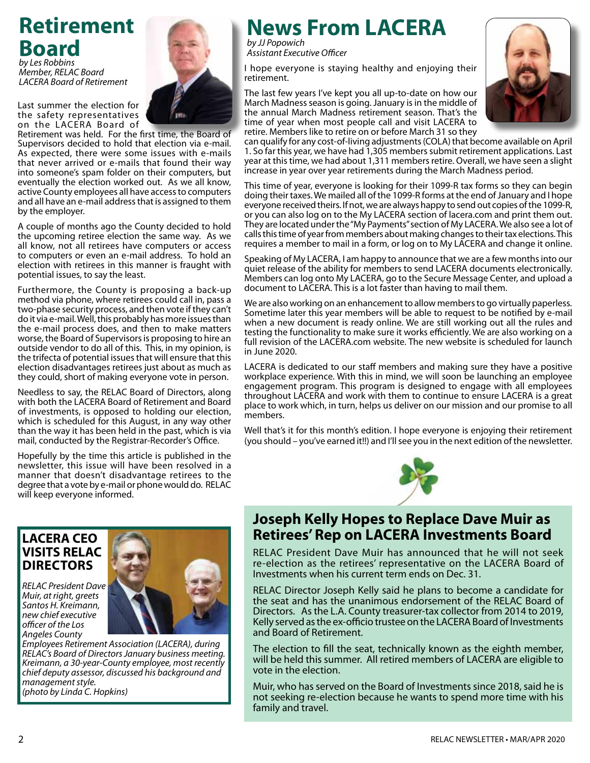# Retirement Board

*by Les Robbins*
*Member, RELAC Board*
*LACERA Board of Retirement*

Last summer the election for the safety representatives on the LACERA Board of Retirement was held. For the first time, the Board of Supervisors decided to hold that election via e-mail. As expected, there were some issues with e-mails that never arrived or e-mails that found their way into someone's spam folder on their computers, but eventually the election worked out. As we all know, active County employees all have access to computers and all have an e-mail address that is assigned to them by the employer.

A couple of months ago the County decided to hold the upcoming retiree election the same way. As we all know, not all retirees have computers or access to computers or even an e-mail address. To hold an election with retirees in this manner is fraught with potential issues, to say the least.

Furthermore, the County is proposing a back-up method via phone, where retirees could call in, pass a two-phase security process, and then vote if they can't do it via e-mail. Well, this probably has more issues than the e-mail process does, and then to make matters worse, the Board of Supervisors is proposing to hire an outside vendor to do all of this. This, in my opinion, is the trifecta of potential issues that will ensure that this election disadvantages retirees just about as much as they could, short of making everyone vote in person.

Needless to say, the RELAC Board of Directors, along with both the LACERA Board of Retirement and Board of investments, is opposed to holding our election, which is scheduled for this August, in any way other than the way it has been held in the past, which is via mail, conducted by the Registrar-Recorder's Office.

Hopefully by the time this article is published in the newsletter, this issue will have been resolved in a manner that doesn't disadvantage retirees to the degree that a vote by e-mail or phone would do. RELAC will keep everyone informed.

## LACERA CEO VISITS RELAC DIRECTORS

*RELAC President Dave Muir, at right, greets Santos H. Kreimann, new chief executive officer of the Los Angeles County Employees Retirement Association (LACERA), during RELAC's Board of Directors January business meeting. Kreimann, a 30-year-County employee, most recently chief deputy assessor, discussed his background and management style.*
*(photo by Linda C. Hopkins)*

# News From LACERA

*by JJ Popowich*
*Assistant Executive Officer*

I hope everyone is staying healthy and enjoying their retirement.

The last few years I've kept you all up-to-date on how our March Madness season is going. January is in the middle of the annual March Madness retirement season. That's the time of year when most people call and visit LACERA to retire. Members like to retire on or before March 31 so they can qualify for any cost-of-living adjustments (COLA) that become available on April 1. So far this year, we have had 1,305 members submit retirement applications. Last year at this time, we had about 1,311 members retire. Overall, we have seen a slight increase in year over year retirements during the March Madness period.

This time of year, everyone is looking for their 1099-R tax forms so they can begin doing their taxes. We mailed all of the 1099-R forms at the end of January and I hope everyone received theirs. If not, we are always happy to send out copies of the 1099-R, or you can also log on to the My LACERA section of lacera.com and print them out. They are located under the "My Payments" section of My LACERA. We also see a lot of calls this time of year from members about making changes to their tax elections. This requires a member to mail in a form, or log on to My LACERA and change it online.

Speaking of My LACERA, I am happy to announce that we are a few months into our quiet release of the ability for members to send LACERA documents electronically. Members can log onto My LACERA, go to the Secure Message Center, and upload a document to LACERA. This is a lot faster than having to mail them.

We are also working on an enhancement to allow members to go virtually paperless. Sometime later this year members will be able to request to be notified by e-mail when a new document is ready online. We are still working out all the rules and testing the functionality to make sure it works efficiently. We are also working on a full revision of the LACERA.com website. The new website is scheduled for launch in June 2020.

LACERA is dedicated to our staff members and making sure they have a positive workplace experience. With this in mind, we will soon be launching an employee engagement program. This program is designed to engage with all employees throughout LACERA and work with them to continue to ensure LACERA is a great place to work which, in turn, helps us deliver on our mission and our promise to all members.

Well that's it for this month's edition. I hope everyone is enjoying their retirement (you should – you've earned it!!) and I'll see you in the next edition of the newsletter.

## Joseph Kelly Hopes to Replace Dave Muir as Retirees' Rep on LACERA Investments Board

RELAC President Dave Muir has announced that he will not seek re-election as the retirees' representative on the LACERA Board of Investments when his current term ends on Dec. 31.

RELAC Director Joseph Kelly said he plans to become a candidate for the seat and has the unanimous endorsement of the RELAC Board of Directors. As the L.A. County treasurer-tax collector from 2014 to 2019, Kelly served as the ex-officio trustee on the LACERA Board of Investments and Board of Retirement.

The election to fill the seat, technically known as the eighth member, will be held this summer. All retired members of LACERA are eligible to vote in the election.

Muir, who has served on the Board of Investments since 2018, said he is not seeking re-election because he wants to spend more time with his family and travel.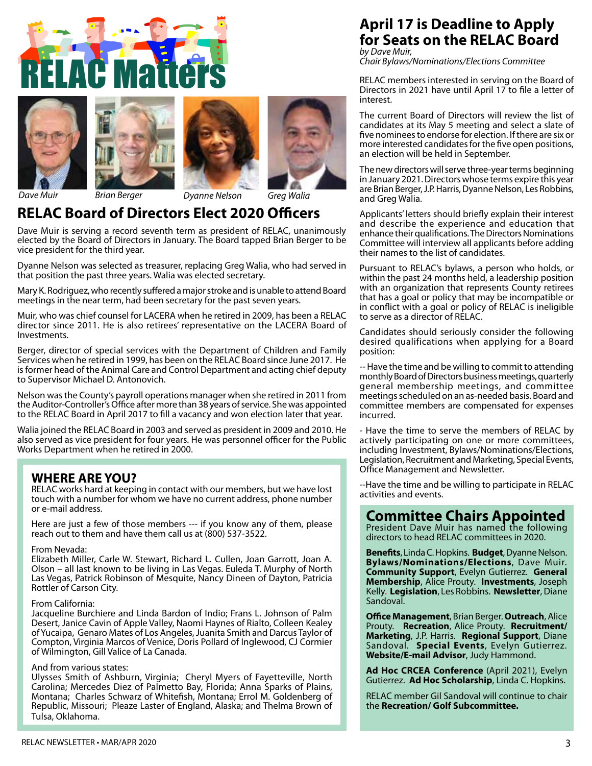# RELAC Matters

*Dave Muir* *Brian Berger* *Dyanne Nelson* *Greg Walia*

## RELAC Board of Directors Elect 2020 Officers

Dave Muir is serving a record seventh term as president of RELAC, unanimously elected by the Board of Directors in January. The Board tapped Brian Berger to be vice president for the third year.

Dyanne Nelson was selected as treasurer, replacing Greg Walia, who had served in that position the past three years. Walia was elected secretary.

Mary K. Rodriguez, who recently suffered a major stroke and is unable to attend Board meetings in the near term, had been secretary for the past seven years.

Muir, who was chief counsel for LACERA when he retired in 2009, has been a RELAC director since 2011. He is also retirees' representative on the LACERA Board of Investments.

Berger, director of special services with the Department of Children and Family Services when he retired in 1999, has been on the RELAC Board since June 2017. He is former head of the Animal Care and Control Department and acting chief deputy to Supervisor Michael D. Antonovich.

Nelson was the County's payroll operations manager when she retired in 2011 from the Auditor-Controller's Office after more than 38 years of service. She was appointed to the RELAC Board in April 2017 to fill a vacancy and won election later that year.

Walia joined the RELAC Board in 2003 and served as president in 2009 and 2010. He also served as vice president for four years. He was personnel officer for the Public Works Department when he retired in 2000.

### WHERE ARE YOU?

RELAC works hard at keeping in contact with our members, but we have lost touch with a number for whom we have no current address, phone number or e-mail address.

Here are just a few of those members --- if you know any of them, please reach out to them and have them call us at (800) 537-3522.

From Nevada:
Elizabeth Miller, Carle W. Stewart, Richard L. Cullen, Joan Garrott, Joan A. Olson – all last known to be living in Las Vegas. Euleda T. Murphy of North Las Vegas, Patrick Robinson of Mesquite, Nancy Dineen of Dayton, Patricia Rottler of Carson City.

From California:
Jacqueline Burchiere and Linda Bardon of Indio; Frans L. Johnson of Palm Desert, Janice Cavin of Apple Valley, Naomi Haynes of Rialto, Colleen Kealey of Yucaipa, Genaro Mates of Los Angeles, Juanita Smith and Darcus Taylor of Compton, Virginia Marcos of Venice, Doris Pollard of Inglewood, CJ Cormier of Wilmington, Gill Valice of La Canada.

And from various states:
Ulysses Smith of Ashburn, Virginia; Cheryl Myers of Fayetteville, North Carolina; Mercedes Diez of Palmetto Bay, Florida; Anna Sparks of Plains, Montana; Charles Schwarz of Whitefish, Montana; Errol M. Goldenberg of Republic, Missouri; Pleaze Laster of England, Alaska; and Thelma Brown of Tulsa, Oklahoma.

## April 17 is Deadline to Apply for Seats on the RELAC Board

*by Dave Muir,*
*Chair Bylaws/Nominations/Elections Committee*

RELAC members interested in serving on the Board of Directors in 2021 have until April 17 to file a letter of interest.

The current Board of Directors will review the list of candidates at its May 5 meeting and select a slate of five nominees to endorse for election. If there are six or more interested candidates for the five open positions, an election will be held in September.

The new directors will serve three-year terms beginning in January 2021. Directors whose terms expire this year are Brian Berger, J.P. Harris, Dyanne Nelson, Les Robbins, and Greg Walia.

Applicants' letters should briefly explain their interest and describe the experience and education that enhance their qualifications. The Directors Nominations Committee will interview all applicants before adding their names to the list of candidates.

Pursuant to RELAC's bylaws, a person who holds, or within the past 24 months held, a leadership position with an organization that represents County retirees that has a goal or policy that may be incompatible or in conflict with a goal or policy of RELAC is ineligible to serve as a director of RELAC.

Candidates should seriously consider the following desired qualifications when applying for a Board position:

-- Have the time and be willing to commit to attending monthly Board of Directors business meetings, quarterly general membership meetings, and committee meetings scheduled on an as-needed basis. Board and committee members are compensated for expenses incurred.

- Have the time to serve the members of RELAC by actively participating on one or more committees, including Investment, Bylaws/Nominations/Elections, Legislation, Recruitment and Marketing, Special Events, Office Management and Newsletter.

--Have the time and be willing to participate in RELAC activities and events.

## Committee Chairs Appointed

President Dave Muir has named the following directors to head RELAC committees in 2020.

**Benefits**, Linda C. Hopkins. **Budget**, Dyanne Nelson. **Bylaws/Nominations/Elections**, Dave Muir. **Community Support**, Evelyn Gutierrez. **General Membership**, Alice Prouty. **Investments**, Joseph Kelly. **Legislation**, Les Robbins. **Newsletter**, Diane Sandoval.

**Office Management**, Brian Berger. **Outreach**, Alice Prouty. **Recreation**, Alice Prouty. **Recruitment/Marketing**, J.P. Harris. **Regional Support**, Diane Sandoval. **Special Events**, Evelyn Gutierrez. **Website/E-mail Advisor**, Judy Hammond.

**Ad Hoc CRCEA Conference** (April 2021), Evelyn Gutierrez. **Ad Hoc Scholarship**, Linda C. Hopkins.

RELAC member Gil Sandoval will continue to chair the **Recreation/ Golf Subcommittee.**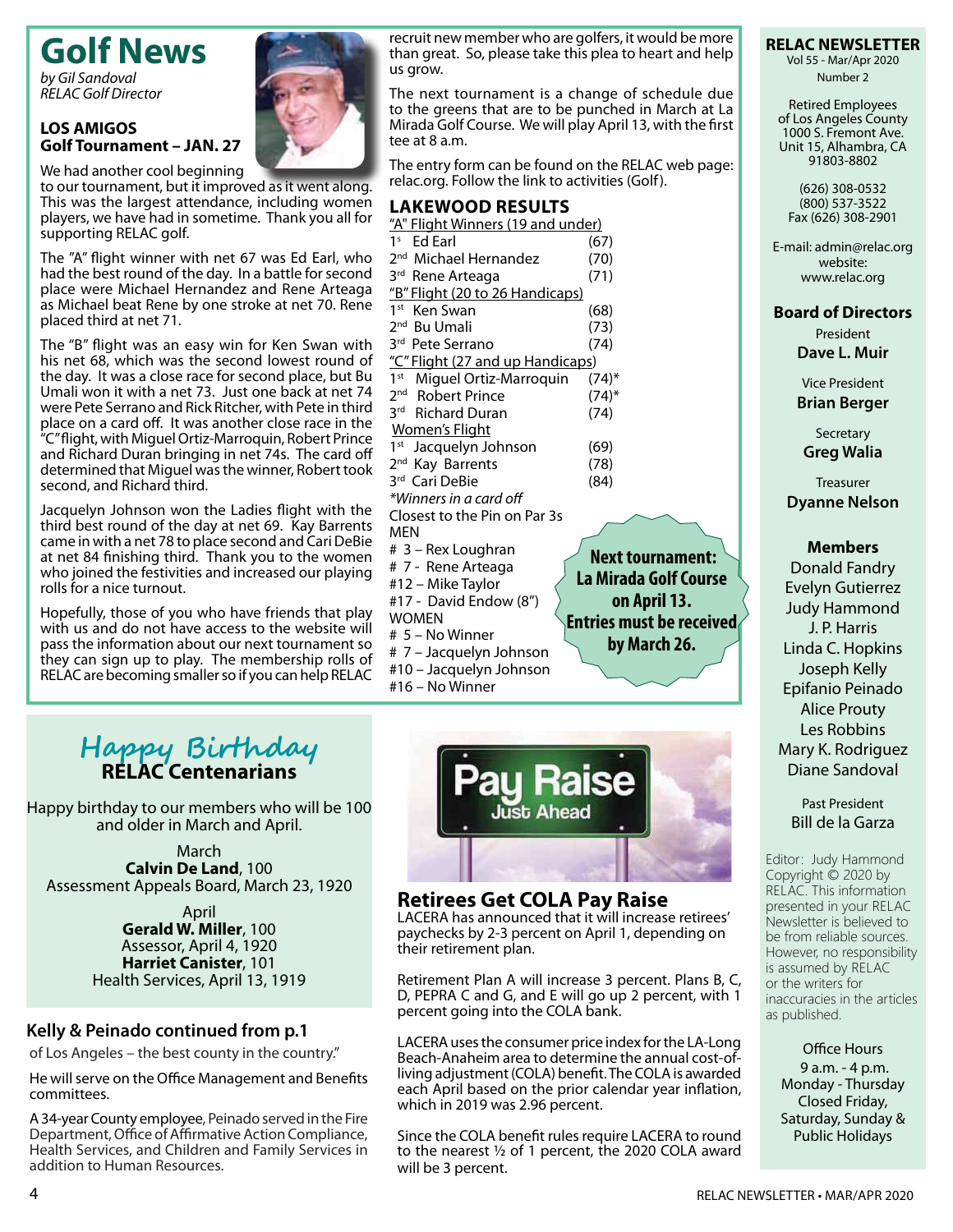# Golf News

*by Gil Sandoval*
*RELAC Golf Director*

**LOS AMIGOS**
**Golf Tournament – JAN. 27**

We had another cool beginning to our tournament, but it improved as it went along. This was the largest attendance, including women players, we have had in sometime. Thank you all for supporting RELAC golf.

The "A" flight winner with net 67 was Ed Earl, who had the best round of the day. In a battle for second place were Michael Hernandez and Rene Arteaga as Michael beat Rene by one stroke at net 70. Rene placed third at net 71.

The "B" flight was an easy win for Ken Swan with his net 68, which was the second lowest round of the day. It was a close race for second place, but Bu Umali won it with a net 73. Just one back at net 74 were Pete Serrano and Rick Ritcher, with Pete in third place on a card off. It was another close race in the "C" flight, with Miguel Ortiz-Marroquin, Robert Prince and Richard Duran bringing in net 74s. The card off determined that Miguel was the winner, Robert took second, and Richard third.

Jacquelyn Johnson won the Ladies flight with the third best round of the day at net 69. Kay Barrents came in with a net 78 to place second and Cari DeBie at net 84 finishing third. Thank you to the women who joined the festivities and increased our playing rolls for a nice turnout.

Hopefully, those of you who have friends that play with us and do not have access to the website will pass the information about our next tournament so they can sign up to play. The membership rolls of RELAC are becoming smaller so if you can help RELAC recruit new member who are golfers, it would be more than great. So, please take this plea to heart and help us grow.

The next tournament is a change of schedule due to the greens that are to be punched in March at La Mirada Golf Course. We will play April 13, with the first tee at 8 a.m.

The entry form can be found on the RELAC web page: relac.org. Follow the link to activities (Golf).

## LAKEWOOD RESULTS

"A" Flight Winners (19 and under)

| | |
|---|---|
| 1st Ed Earl | (67) |
| 2nd Michael Hernandez | (70) |
| 3rd Rene Arteaga | (71) |

"B" Flight (20 to 26 Handicaps)

| | |
|---|---|
| 1st Ken Swan | (68) |
| 2nd Bu Umali | (73) |
| 3rd Pete Serrano | (74) |

"C" Flight (27 and up Handicaps)

| | |
|---|---|
| 1st Miguel Ortiz-Marroquin | (74)* |
| 2nd Robert Prince | (74)* |
| 3rd Richard Duran | (74) |

Women's Flight

| | |
|---|---|
| 1st Jacquelyn Johnson | (69) |
| 2nd Kay Barrents | (78) |
| 3rd Cari DeBie | (84) |

*\*Winners in a card off*

Closest to the Pin on Par 3s

MEN
- # 3 – Rex Loughran
- # 7 - Rene Arteaga
- #12 – Mike Taylor
- #17 - David Endow (8")

WOMEN
- # 5 – No Winner
- # 7 – Jacquelyn Johnson
- #10 – Jacquelyn Johnson
- #16 – No Winner

**Next tournament: La Mirada Golf Course on April 13. Entries must be received by March 26.**

## Happy Birthday RELAC Centenarians

Happy birthday to our members who will be 100 and older in March and April.

March
**Calvin De Land**, 100
Assessment Appeals Board, March 23, 1920

April
**Gerald W. Miller**, 100
Assessor, April 4, 1920
**Harriet Canister**, 101
Health Services, April 13, 1919

## Kelly & Peinado continued from p.1

of Los Angeles – the best county in the country."

He will serve on the Office Management and Benefits committees.

A 34-year County employee, Peinado served in the Fire Department, Office of Affirmative Action Compliance, Health Services, and Children and Family Services in addition to Human Resources.

## Retirees Get COLA Pay Raise

LACERA has announced that it will increase retirees' paychecks by 2-3 percent on April 1, depending on their retirement plan.

Retirement Plan A will increase 3 percent. Plans B, C, D, PEPRA C and G, and E will go up 2 percent, with 1 percent going into the COLA bank.

LACERA uses the consumer price index for the LA-Long Beach-Anaheim area to determine the annual cost-of-living adjustment (COLA) benefit. The COLA is awarded each April based on the prior calendar year inflation, which in 2019 was 2.96 percent.

Since the COLA benefit rules require LACERA to round to the nearest ½ of 1 percent, the 2020 COLA award will be 3 percent.

**RELAC NEWSLETTER**
Vol 55 - Mar/Apr 2020
Number 2

Retired Employees of Los Angeles County
1000 S. Fremont Ave. Unit 15, Alhambra, CA 91803-8802

(626) 308-0532
(800) 537-3522
Fax (626) 308-2901

E-mail: admin@relac.org
website: www.relac.org

**Board of Directors**

President
**Dave L. Muir**

Vice President
**Brian Berger**

Secretary
**Greg Walia**

Treasurer
**Dyanne Nelson**

**Members**
Donald Fandry
Evelyn Gutierrez
Judy Hammond
J. P. Harris
Linda C. Hopkins
Joseph Kelly
Epifanio Peinado
Alice Prouty
Les Robbins
Mary K. Rodriguez
Diane Sandoval

Past President
Bill de la Garza

Editor: Judy Hammond
Copyright © 2020 by RELAC. This information presented in your RELAC Newsletter is believed to be from reliable sources. However, no responsibility is assumed by RELAC or the writers for inaccuracies in the articles as published.

Office Hours
9 a.m. - 4 p.m.
Monday - Thursday
Closed Friday, Saturday, Sunday & Public Holidays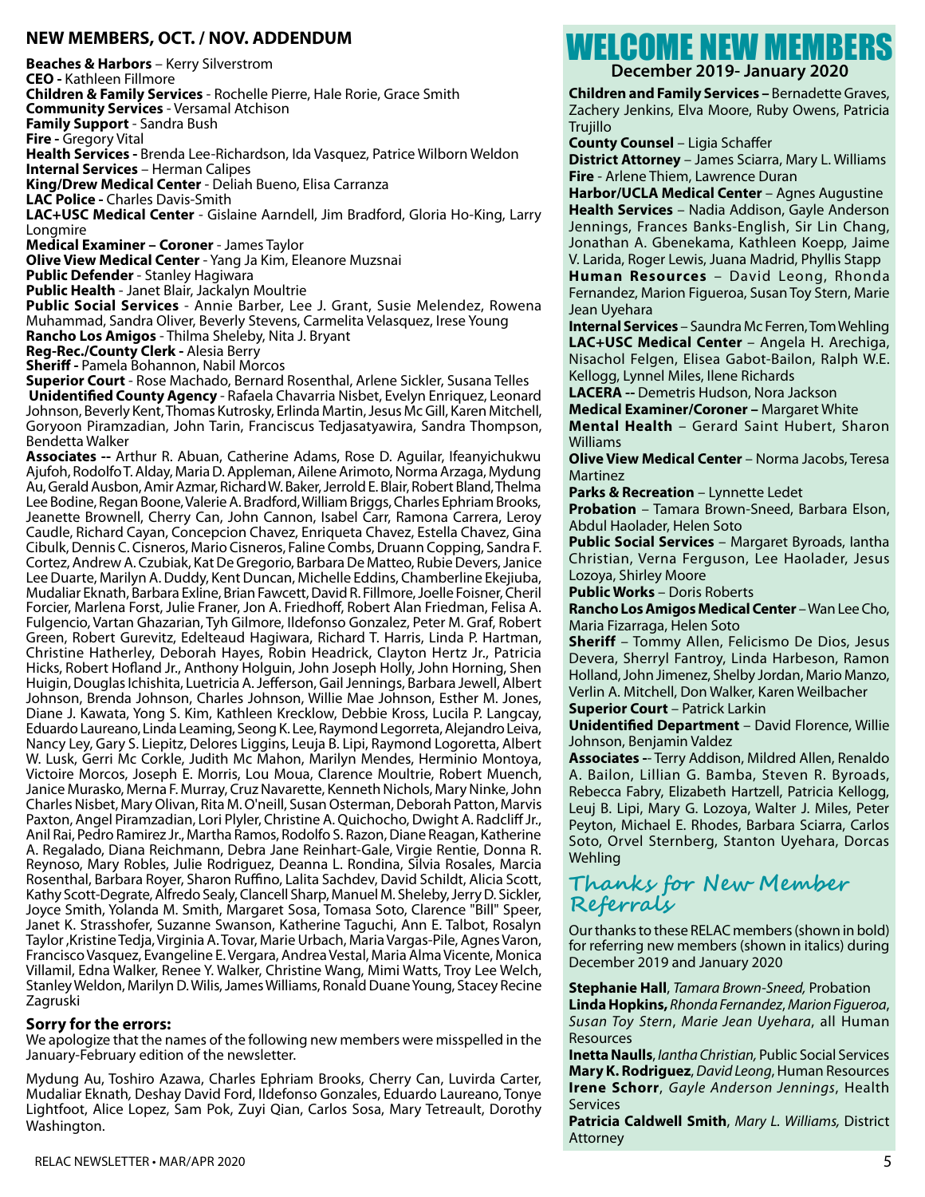## NEW MEMBERS, OCT. / NOV. ADDENDUM

**Beaches & Harbors** – Kerry Silverstrom
**CEO -** Kathleen Fillmore
**Children & Family Services** - Rochelle Pierre, Hale Rorie, Grace Smith
**Community Services** - Versamal Atchison
**Family Support** - Sandra Bush
**Fire -** Gregory Vital
**Health Services -** Brenda Lee-Richardson, Ida Vasquez, Patrice Wilborn Weldon
**Internal Services** – Herman Calipes
**King/Drew Medical Center** - Deliah Bueno, Elisa Carranza
**LAC Police -** Charles Davis-Smith
**LAC+USC Medical Center** - Gislaine Aarndell, Jim Bradford, Gloria Ho-King, Larry Longmire
**Medical Examiner – Coroner** - James Taylor
**Olive View Medical Center** - Yang Ja Kim, Eleanore Muzsnai
**Public Defender** - Stanley Hagiwara
**Public Health** - Janet Blair, Jackalyn Moultrie
**Public Social Services** - Annie Barber, Lee J. Grant, Susie Melendez, Rowena Muhammad, Sandra Oliver, Beverly Stevens, Carmelita Velasquez, Irese Young
**Rancho Los Amigos** - Thilma Sheleby, Nita J. Bryant
**Reg-Rec./County Clerk -** Alesia Berry
**Sheriff -** Pamela Bohannon, Nabil Morcos
**Superior Court** - Rose Machado, Bernard Rosenthal, Arlene Sickler, Susana Telles
**Unidentified County Agency** - Rafaela Chavarria Nisbet, Evelyn Enriquez, Leonard Johnson, Beverly Kent, Thomas Kutrosky, Erlinda Martin, Jesus Mc Gill, Karen Mitchell, Goryoon Piramzadian, John Tarin, Franciscus Tedjasatyawira, Sandra Thompson, Bendetta Walker
**Associates --** Arthur R. Abuan, Catherine Adams, Rose D. Aguilar, Ifeanyichukwu Ajufoh, Rodolfo T. Alday, Maria D. Appleman, Ailene Arimoto, Norma Arzaga, Mydung Au, Gerald Ausbon, Amir Azmar, Richard W. Baker, Jerrold E. Blair, Robert Bland, Thelma Lee Bodine, Regan Boone, Valerie A. Bradford, William Briggs, Charles Ephriam Brooks, Jeanette Brownell, Cherry Can, John Cannon, Isabel Carr, Ramona Carrera, Leroy Caudle, Richard Cayan, Concepcion Chavez, Enriqueta Chavez, Estella Chavez, Gina Cibulk, Dennis C. Cisneros, Mario Cisneros, Faline Combs, Druann Copping, Sandra F. Cortez, Andrew A. Czubiak, Kat De Gregorio, Barbara De Matteo, Rubie Devers, Janice Lee Duarte, Marilyn A. Duddy, Kent Duncan, Michelle Eddins, Chamberline Ekejiuba, Mudaliar Eknath, Barbara Exline, Brian Fawcett, David R. Fillmore, Joelle Foisner, Cheril Forcier, Marlena Forst, Julie Franer, Jon A. Friedhoff, Robert Alan Friedman, Felisa A. Fulgencio, Vartan Ghazarian, Tyh Gilmore, Ildefonso Gonzalez, Peter M. Graf, Robert Green, Robert Gurevitz, Edelteaud Hagiwara, Richard T. Harris, Linda P. Hartman, Christine Hatherley, Deborah Hayes, Robin Headrick, Clayton Hertz Jr., Patricia Hicks, Robert Hofland Jr., Anthony Holguin, John Joseph Holly, John Horning, Shen Huigin, Douglas Ichishita, Luetricia A. Jefferson, Gail Jennings, Barbara Jewell, Albert Johnson, Brenda Johnson, Charles Johnson, Willie Mae Johnson, Esther M. Jones, Diane J. Kawata, Yong S. Kim, Kathleen Krecklow, Debbie Kross, Lucila P. Langcay, Eduardo Laureano, Linda Leaming, Seong K. Lee, Raymond Legorreta, Alejandro Leiva, Nancy Ley, Gary S. Liepitz, Delores Liggins, Leuja B. Lipi, Raymond Logoretta, Albert W. Lusk, Gerri Mc Corkle, Judith Mc Mahon, Marilyn Mendes, Herminio Montoya, Victoire Morcos, Joseph E. Morris, Lou Moua, Clarence Moultrie, Robert Muench, Janice Murasko, Merna F. Murray, Cruz Navarette, Kenneth Nichols, Mary Ninke, John Charles Nisbet, Mary Olivan, Rita M. O'neill, Susan Osterman, Deborah Patton, Marvis Paxton, Angel Piramzadian, Lori Plyler, Christine A. Quichocho, Dwight A. Radcliff Jr., Anil Rai, Pedro Ramirez Jr., Martha Ramos, Rodolfo S. Razon, Diane Reagan, Katherine A. Regalado, Diana Reichmann, Debra Jane Reinhart-Gale, Virgie Rentie, Donna R. Reynoso, Mary Robles, Julie Rodriguez, Deanna L. Rondina, Silvia Rosales, Marcia Rosenthal, Barbara Royer, Sharon Ruffino, Lalita Sachdev, David Schildt, Alicia Scott, Kathy Scott-Degrate, Alfredo Sealy, Clancell Sharp, Manuel M. Sheleby, Jerry D. Sickler, Joyce Smith, Yolanda M. Smith, Margaret Sosa, Tomasa Soto, Clarence "Bill" Speer, Janet K. Strasshofer, Suzanne Swanson, Katherine Taguchi, Ann E. Talbot, Rosalyn Taylor ,Kristine Tedja, Virginia A. Tovar, Marie Urbach, Maria Vargas-Pile, Agnes Varon, Francisco Vasquez, Evangeline E. Vergara, Andrea Vestal, Maria Alma Vicente, Monica Villamil, Edna Walker, Renee Y. Walker, Christine Wang, Mimi Watts, Troy Lee Welch, Stanley Weldon, Marilyn D. Wilis, James Williams, Ronald Duane Young, Stacey Recine Zagruski

### Sorry for the errors:

We apologize that the names of the following new members were misspelled in the January-February edition of the newsletter.

Mydung Au, Toshiro Azawa, Charles Ephriam Brooks, Cherry Can, Luvirda Carter, Mudaliar Eknath, Deshay David Ford, Ildefonso Gonzales, Eduardo Laureano, Tonye Lightfoot, Alice Lopez, Sam Pok, Zuyi Qian, Carlos Sosa, Mary Tetreault, Dorothy Washington.

# WELCOME NEW MEMBERS

**December 2019- January 2020**

**Children and Family Services –** Bernadette Graves, Zachery Jenkins, Elva Moore, Ruby Owens, Patricia Trujillo
**County Counsel** – Ligia Schaffer
**District Attorney** – James Sciarra, Mary L. Williams
**Fire** - Arlene Thiem, Lawrence Duran
**Harbor/UCLA Medical Center** – Agnes Augustine
**Health Services** – Nadia Addison, Gayle Anderson Jennings, Frances Banks-English, Sir Lin Chang, Jonathan A. Gbenekama, Kathleen Koepp, Jaime V. Larida, Roger Lewis, Juana Madrid, Phyllis Stapp
**Human Resources** – David Leong, Rhonda Fernandez, Marion Figueroa, Susan Toy Stern, Marie Jean Uyehara
**Internal Services** – Saundra Mc Ferren, Tom Wehling
**LAC+USC Medical Center** – Angela H. Arechiga, Nisachol Felgen, Elisea Gabot-Bailon, Ralph W.E. Kellogg, Lynnel Miles, Ilene Richards
**LACERA --** Demetris Hudson, Nora Jackson
**Medical Examiner/Coroner –** Margaret White
**Mental Health** – Gerard Saint Hubert, Sharon Williams
**Olive View Medical Center** – Norma Jacobs, Teresa Martinez
**Parks & Recreation** – Lynnette Ledet
**Probation** – Tamara Brown-Sneed, Barbara Elson, Abdul Haolader, Helen Soto
**Public Social Services** – Margaret Byroads, Iantha Christian, Verna Ferguson, Lee Haolader, Jesus Lozoya, Shirley Moore
**Public Works** – Doris Roberts
**Rancho Los Amigos Medical Center** – Wan Lee Cho, Maria Fizarraga, Helen Soto
**Sheriff** – Tommy Allen, Felicismo De Dios, Jesus Devera, Sherryl Fantroy, Linda Harbeson, Ramon Holland, John Jimenez, Shelby Jordan, Mario Manzo, Verlin A. Mitchell, Don Walker, Karen Weilbacher
**Superior Court** – Patrick Larkin
**Unidentified Department** – David Florence, Willie Johnson, Benjamin Valdez
**Associates --** Terry Addison, Mildred Allen, Renaldo A. Bailon, Lillian G. Bamba, Steven R. Byroads, Rebecca Fabry, Elizabeth Hartzell, Patricia Kellogg, Leuj B. Lipi, Mary G. Lozoya, Walter J. Miles, Peter Peyton, Michael E. Rhodes, Barbara Sciarra, Carlos Soto, Orvel Sternberg, Stanton Uyehara, Dorcas Wehling

## Thanks for New Member Referrals

Our thanks to these RELAC members (shown in bold) for referring new members (shown in italics) during December 2019 and January 2020

**Stephanie Hall**, *Tamara Brown-Sneed,* Probation
**Linda Hopkins,** *Rhonda Fernandez*, *Marion Figueroa*, *Susan Toy Stern*, *Marie Jean Uyehara*, all Human Resources
**Inetta Naulls**, *Iantha Christian,* Public Social Services
**Mary K. Rodriguez**, *David Leong*, Human Resources
**Irene Schorr**, *Gayle Anderson Jennings*, Health Services
**Patricia Caldwell Smith**, *Mary L. Williams,* District Attorney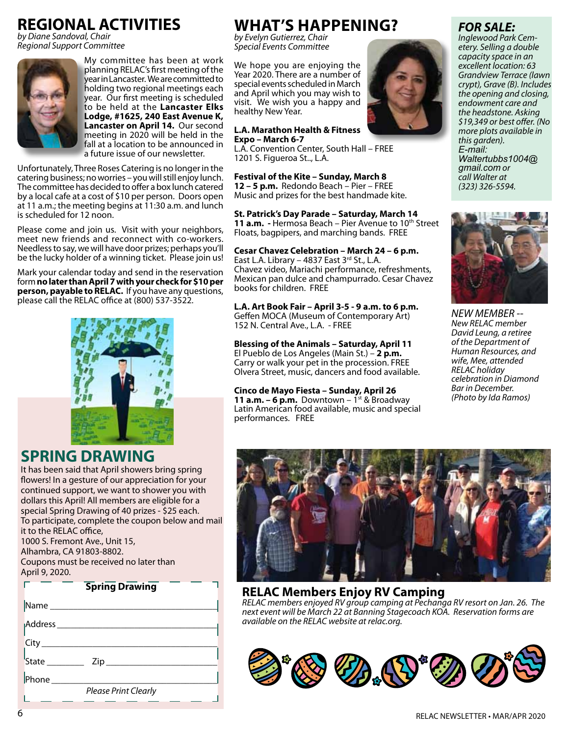# REGIONAL ACTIVITIES

*by Diane Sandoval, Chair*
*Regional Support Committee*

My committee has been at work planning RELAC's first meeting of the year in Lancaster. We are committed to holding two regional meetings each year. Our first meeting is scheduled to be held at the **Lancaster Elks Lodge, #1625, 240 East Avenue K, Lancaster on April 14.** Our second meeting in 2020 will be held in the fall at a location to be announced in a future issue of our newsletter.

Unfortunately, Three Roses Catering is no longer in the catering business; no worries – you will still enjoy lunch. The committee has decided to offer a box lunch catered by a local cafe at a cost of $10 per person. Doors open at 11 a.m.; the meeting begins at 11:30 a.m. and lunch is scheduled for 12 noon.

Please come and join us. Visit with your neighbors, meet new friends and reconnect with co-workers. Needless to say, we will have door prizes; perhaps you'll be the lucky holder of a winning ticket. Please join us!

Mark your calendar today and send in the reservation form **no later than April 7 with your check for $10 per person, payable to RELAC.** If you have any questions, please call the RELAC office at (800) 537-3522.

# SPRING DRAWING

It has been said that April showers bring spring flowers! In a gesture of our appreciation for your continued support, we want to shower you with dollars this April! All members are eligible for a special Spring Drawing of 40 prizes - $25 each.
To participate, complete the coupon below and mail it to the RELAC office,
1000 S. Fremont Ave., Unit 15,
Alhambra, CA 91803-8802.
Coupons must be received no later than April 9, 2020.

**Spring Drawing**

Name ______________________________

Address ______________________________

City ______________________________

State ________ Zip ______________________

Phone ______________________________

*Please Print Clearly*

# WHAT'S HAPPENING?

*by Evelyn Gutierrez, Chair*
*Special Events Committee*

We hope you are enjoying the Year 2020. There are a number of special events scheduled in March and April which you may wish to visit. We wish you a happy and healthy New Year.

**L.A. Marathon Health & Fitness Expo – March 6-7**
L.A. Convention Center, South Hall – FREE
1201 S. Figueroa St.., L.A.

**Festival of the Kite – Sunday, March 8**
**12 – 5 p.m.** Redondo Beach – Pier – FREE
Music and prizes for the best handmade kite.

**St. Patrick's Day Parade – Saturday, March 14**
**11 a.m.** - Hermosa Beach – Pier Avenue to 10th Street
Floats, bagpipers, and marching bands. FREE

**Cesar Chavez Celebration – March 24 – 6 p.m.**
East L.A. Library – 4837 East 3rd St., L.A.
Chavez video, Mariachi performance, refreshments, Mexican pan dulce and champurrado. Cesar Chavez books for children. FREE

**L.A. Art Book Fair – April 3-5 - 9 a.m. to 6 p.m.**
Geffen MOCA (Museum of Contemporary Art)
152 N. Central Ave., L.A. - FREE

**Blessing of the Animals – Saturday, April 11**
El Pueblo de Los Angeles (Main St.) – **2 p.m.**
Carry or walk your pet in the procession. FREE
Olvera Street, music, dancers and food available.

**Cinco de Mayo Fiesta – Sunday, April 26**
**11 a.m. – 6 p.m.** Downtown – 1st & Broadway
Latin American food available, music and special performances. FREE

## *FOR SALE:*

*Inglewood Park Cemetery. Selling a double capacity space in an excellent location: 63 Grandview Terrace (lawn crypt), Grave (B). Includes the opening and closing, endowment care and the headstone. Asking $19,349 or best offer. (No more plots available in this garden).*
*E-mail: Waltertubbs1004@gmail.com or call Walter at (323) 326-5594.*

*NEW MEMBER -- New RELAC member David Leung, a retiree of the Department of Human Resources, and wife, Mee, attended RELAC holiday celebration in Diamond Bar in December. (Photo by Ida Ramos)*

## RELAC Members Enjoy RV Camping

*RELAC members enjoyed RV group camping at Pechanga RV resort on Jan. 26. The next event will be March 22 at Banning Stagecoach KOA. Reservation forms are available on the RELAC website at relac.org.*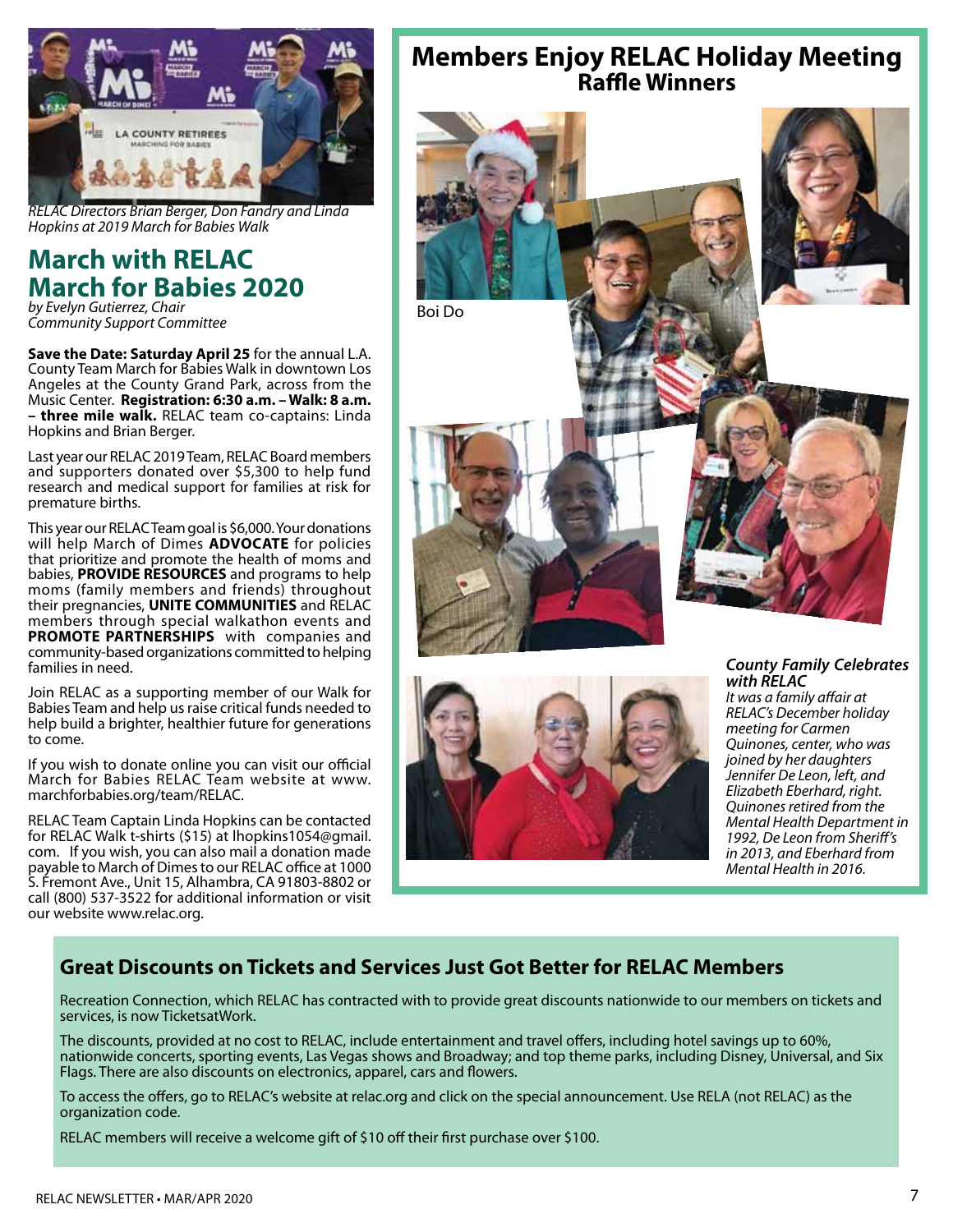*RELAC Directors Brian Berger, Don Fandry and Linda Hopkins at 2019 March for Babies Walk*

## March with RELAC March for Babies 2020

*by Evelyn Gutierrez, Chair Community Support Committee*

**Save the Date: Saturday April 25** for the annual L.A. County Team March for Babies Walk in downtown Los Angeles at the County Grand Park, across from the Music Center. **Registration: 6:30 a.m. – Walk: 8 a.m. – three mile walk.** RELAC team co-captains: Linda Hopkins and Brian Berger.

Last year our RELAC 2019 Team, RELAC Board members and supporters donated over $5,300 to help fund research and medical support for families at risk for premature births.

This year our RELAC Team goal is $6,000. Your donations will help March of Dimes **ADVOCATE** for policies that prioritize and promote the health of moms and babies, **PROVIDE RESOURCES** and programs to help moms (family members and friends) throughout their pregnancies, **UNITE COMMUNITIES** and RELAC members through special walkathon events and **PROMOTE PARTNERSHIPS** with companies and community-based organizations committed to helping families in need.

Join RELAC as a supporting member of our Walk for Babies Team and help us raise critical funds needed to help build a brighter, healthier future for generations to come.

If you wish to donate online you can visit our official March for Babies RELAC Team website at www.marchforbabies.org/team/RELAC.

RELAC Team Captain Linda Hopkins can be contacted for RELAC Walk t-shirts ($15) at lhopkins1054@gmail.com. If you wish, you can also mail a donation made payable to March of Dimes to our RELAC office at 1000 S. Fremont Ave., Unit 15, Alhambra, CA 91803-8802 or call (800) 537-3522 for additional information or visit our website www.relac.org.

## Members Enjoy RELAC Holiday Meeting

### Raffle Winners

Boi Do

***County Family Celebrates with RELAC***

*It was a family affair at RELAC's December holiday meeting for Carmen Quinones, center, who was joined by her daughters Jennifer De Leon, left, and Elizabeth Eberhard, right. Quinones retired from the Mental Health Department in 1992, De Leon from Sheriff's in 2013, and Eberhard from Mental Health in 2016.*

## Great Discounts on Tickets and Services Just Got Better for RELAC Members

Recreation Connection, which RELAC has contracted with to provide great discounts nationwide to our members on tickets and services, is now TicketsatWork.

The discounts, provided at no cost to RELAC, include entertainment and travel offers, including hotel savings up to 60%, nationwide concerts, sporting events, Las Vegas shows and Broadway; and top theme parks, including Disney, Universal, and Six Flags. There are also discounts on electronics, apparel, cars and flowers.

To access the offers, go to RELAC's website at relac.org and click on the special announcement. Use RELA (not RELAC) as the organization code.

RELAC members will receive a welcome gift of $10 off their first purchase over $100.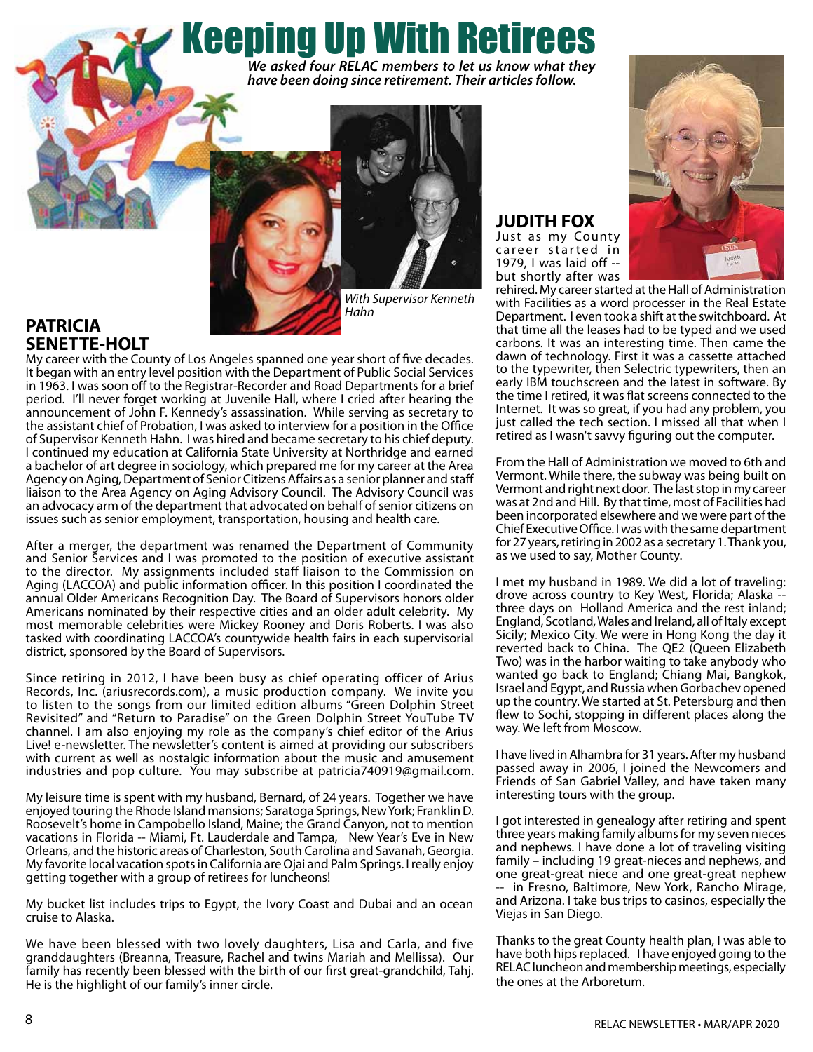# Keeping Up With Retirees

***We asked four RELAC members to let us know what they have been doing since retirement. Their articles follow.***

*With Supervisor Kenneth Hahn*

## PATRICIA SENETTE-HOLT

My career with the County of Los Angeles spanned one year short of five decades. It began with an entry level position with the Department of Public Social Services in 1963. I was soon off to the Registrar-Recorder and Road Departments for a brief period. I'll never forget working at Juvenile Hall, where I cried after hearing the announcement of John F. Kennedy's assassination. While serving as secretary to the assistant chief of Probation, I was asked to interview for a position in the Office of Supervisor Kenneth Hahn. I was hired and became secretary to his chief deputy. I continued my education at California State University at Northridge and earned a bachelor of art degree in sociology, which prepared me for my career at the Area Agency on Aging, Department of Senior Citizens Affairs as a senior planner and staff liaison to the Area Agency on Aging Advisory Council. The Advisory Council was an advocacy arm of the department that advocated on behalf of senior citizens on issues such as senior employment, transportation, housing and health care.

After a merger, the department was renamed the Department of Community and Senior Services and I was promoted to the position of executive assistant to the director. My assignments included staff liaison to the Commission on Aging (LACCOA) and public information officer. In this position I coordinated the annual Older Americans Recognition Day. The Board of Supervisors honors older Americans nominated by their respective cities and an older adult celebrity. My most memorable celebrities were Mickey Rooney and Doris Roberts. I was also tasked with coordinating LACCOA's countywide health fairs in each supervisorial district, sponsored by the Board of Supervisors.

Since retiring in 2012, I have been busy as chief operating officer of Arius Records, Inc. (ariusrecords.com), a music production company. We invite you to listen to the songs from our limited edition albums "Green Dolphin Street Revisited" and "Return to Paradise" on the Green Dolphin Street YouTube TV channel. I am also enjoying my role as the company's chief editor of the Arius Live! e-newsletter. The newsletter's content is aimed at providing our subscribers with current as well as nostalgic information about the music and amusement industries and pop culture. You may subscribe at patricia740919@gmail.com.

My leisure time is spent with my husband, Bernard, of 24 years. Together we have enjoyed touring the Rhode Island mansions; Saratoga Springs, New York; Franklin D. Roosevelt's home in Campobello Island, Maine; the Grand Canyon, not to mention vacations in Florida -- Miami, Ft. Lauderdale and Tampa, New Year's Eve in New Orleans, and the historic areas of Charleston, South Carolina and Savanah, Georgia. My favorite local vacation spots in California are Ojai and Palm Springs. I really enjoy getting together with a group of retirees for luncheons!

My bucket list includes trips to Egypt, the Ivory Coast and Dubai and an ocean cruise to Alaska.

We have been blessed with two lovely daughters, Lisa and Carla, and five granddaughters (Breanna, Treasure, Rachel and twins Mariah and Mellissa). Our family has recently been blessed with the birth of our first great-grandchild, Tahj. He is the highlight of our family's inner circle.

## JUDITH FOX

Just as my County career started in 1979, I was laid off -- but shortly after was rehired. My career started at the Hall of Administration with Facilities as a word processer in the Real Estate Department. I even took a shift at the switchboard. At that time all the leases had to be typed and we used carbons. It was an interesting time. Then came the dawn of technology. First it was a cassette attached to the typewriter, then Selectric typewriters, then an early IBM touchscreen and the latest in software. By the time I retired, it was flat screens connected to the Internet. It was so great, if you had any problem, you just called the tech section. I missed all that when I retired as I wasn't savvy figuring out the computer.

From the Hall of Administration we moved to 6th and Vermont. While there, the subway was being built on Vermont and right next door. The last stop in my career was at 2nd and Hill. By that time, most of Facilities had been incorporated elsewhere and we were part of the Chief Executive Office. I was with the same department for 27 years, retiring in 2002 as a secretary 1. Thank you, as we used to say, Mother County.

I met my husband in 1989. We did a lot of traveling: drove across country to Key West, Florida; Alaska -- three days on Holland America and the rest inland; England, Scotland, Wales and Ireland, all of Italy except Sicily; Mexico City. We were in Hong Kong the day it reverted back to China. The QE2 (Queen Elizabeth Two) was in the harbor waiting to take anybody who wanted go back to England; Chiang Mai, Bangkok, Israel and Egypt, and Russia when Gorbachev opened up the country. We started at St. Petersburg and then flew to Sochi, stopping in different places along the way. We left from Moscow.

I have lived in Alhambra for 31 years. After my husband passed away in 2006, I joined the Newcomers and Friends of San Gabriel Valley, and have taken many interesting tours with the group.

I got interested in genealogy after retiring and spent three years making family albums for my seven nieces and nephews. I have done a lot of traveling visiting family – including 19 great-nieces and nephews, and one great-great niece and one great-great nephew -- in Fresno, Baltimore, New York, Rancho Mirage, and Arizona. I take bus trips to casinos, especially the Viejas in San Diego.

Thanks to the great County health plan, I was able to have both hips replaced. I have enjoyed going to the RELAC luncheon and membership meetings, especially the ones at the Arboretum.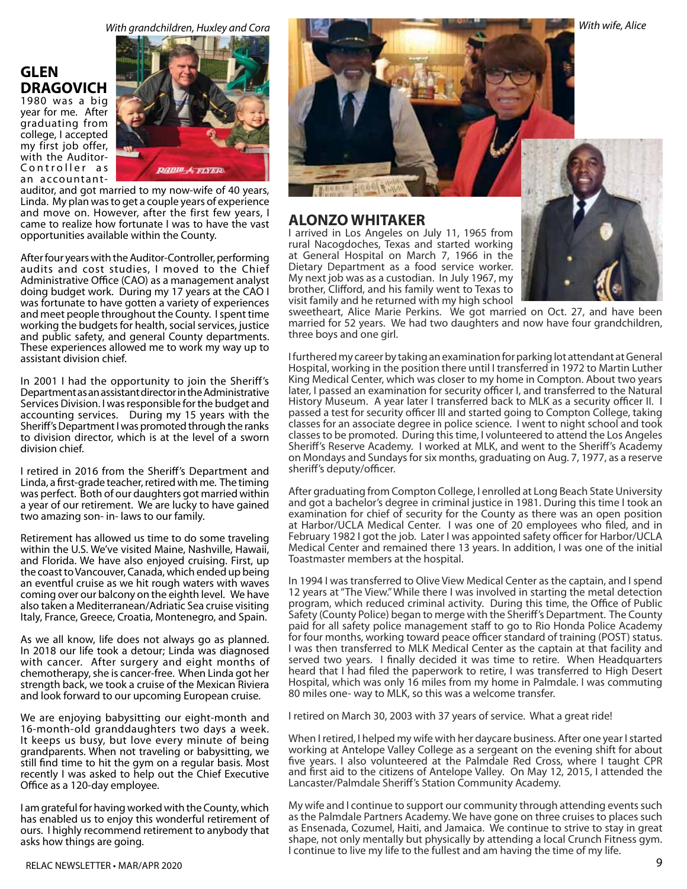## GLEN DRAGOVICH

*With grandchildren, Huxley and Cora*

1980 was a big year for me. After graduating from college, I accepted my first job offer, with the Auditor-Controller as an accountant-auditor, and got married to my now-wife of 40 years, Linda. My plan was to get a couple years of experience and move on. However, after the first few years, I came to realize how fortunate I was to have the vast opportunities available within the County.

After four years with the Auditor-Controller, performing audits and cost studies, I moved to the Chief Administrative Office (CAO) as a management analyst doing budget work. During my 17 years at the CAO I was fortunate to have gotten a variety of experiences and meet people throughout the County. I spent time working the budgets for health, social services, justice and public safety, and general County departments. These experiences allowed me to work my way up to assistant division chief.

In 2001 I had the opportunity to join the Sheriff's Department as an assistant director in the Administrative Services Division. I was responsible for the budget and accounting services. During my 15 years with the Sheriff's Department I was promoted through the ranks to division director, which is at the level of a sworn division chief.

I retired in 2016 from the Sheriff's Department and Linda, a first-grade teacher, retired with me. The timing was perfect. Both of our daughters got married within a year of our retirement. We are lucky to have gained two amazing son- in- laws to our family.

Retirement has allowed us time to do some traveling within the U.S. We've visited Maine, Nashville, Hawaii, and Florida. We have also enjoyed cruising. First, up the coast to Vancouver, Canada, which ended up being an eventful cruise as we hit rough waters with waves coming over our balcony on the eighth level. We have also taken a Mediterranean/Adriatic Sea cruise visiting Italy, France, Greece, Croatia, Montenegro, and Spain.

As we all know, life does not always go as planned. In 2018 our life took a detour; Linda was diagnosed with cancer. After surgery and eight months of chemotherapy, she is cancer-free. When Linda got her strength back, we took a cruise of the Mexican Riviera and look forward to our upcoming European cruise.

We are enjoying babysitting our eight-month and 16-month-old granddaughters two days a week. It keeps us busy, but love every minute of being grandparents. When not traveling or babysitting, we still find time to hit the gym on a regular basis. Most recently I was asked to help out the Chief Executive Office as a 120-day employee.

I am grateful for having worked with the County, which has enabled us to enjoy this wonderful retirement of ours. I highly recommend retirement to anybody that asks how things are going.

## ALONZO WHITAKER

*With wife, Alice*

I arrived in Los Angeles on July 11, 1965 from rural Nacogdoches, Texas and started working at General Hospital on March 7, 1966 in the Dietary Department as a food service worker. My next job was as a custodian. In July 1967, my brother, Clifford, and his family went to Texas to visit family and he returned with my high school sweetheart, Alice Marie Perkins. We got married on Oct. 27, and have been married for 52 years. We had two daughters and now have four grandchildren, three boys and one girl.

I furthered my career by taking an examination for parking lot attendant at General Hospital, working in the position there until I transferred in 1972 to Martin Luther King Medical Center, which was closer to my home in Compton. About two years later, I passed an examination for security officer I, and transferred to the Natural History Museum. A year later I transferred back to MLK as a security officer II. I passed a test for security officer III and started going to Compton College, taking classes for an associate degree in police science. I went to night school and took classes to be promoted. During this time, I volunteered to attend the Los Angeles Sheriff's Reserve Academy. I worked at MLK, and went to the Sheriff's Academy on Mondays and Sundays for six months, graduating on Aug. 7, 1977, as a reserve sheriff's deputy/officer.

After graduating from Compton College, I enrolled at Long Beach State University and got a bachelor's degree in criminal justice in 1981. During this time I took an examination for chief of security for the County as there was an open position at Harbor/UCLA Medical Center. I was one of 20 employees who filed, and in February 1982 I got the job. Later I was appointed safety officer for Harbor/UCLA Medical Center and remained there 13 years. In addition, I was one of the initial Toastmaster members at the hospital.

In 1994 I was transferred to Olive View Medical Center as the captain, and I spend 12 years at "The View." While there I was involved in starting the metal detection program, which reduced criminal activity. During this time, the Office of Public Safety (County Police) began to merge with the Sheriff's Department. The County paid for all safety police management staff to go to Rio Honda Police Academy for four months, working toward peace officer standard of training (POST) status. I was then transferred to MLK Medical Center as the captain at that facility and served two years. I finally decided it was time to retire. When Headquarters heard that I had filed the paperwork to retire, I was transferred to High Desert Hospital, which was only 16 miles from my home in Palmdale. I was commuting 80 miles one- way to MLK, so this was a welcome transfer.

I retired on March 30, 2003 with 37 years of service. What a great ride!

When I retired, I helped my wife with her daycare business. After one year I started working at Antelope Valley College as a sergeant on the evening shift for about five years. I also volunteered at the Palmdale Red Cross, where I taught CPR and first aid to the citizens of Antelope Valley. On May 12, 2015, I attended the Lancaster/Palmdale Sheriff's Station Community Academy.

My wife and I continue to support our community through attending events such as the Palmdale Partners Academy. We have gone on three cruises to places such as Ensenada, Cozumel, Haiti, and Jamaica. We continue to strive to stay in great shape, not only mentally but physically by attending a local Crunch Fitness gym. I continue to live my life to the fullest and am having the time of my life.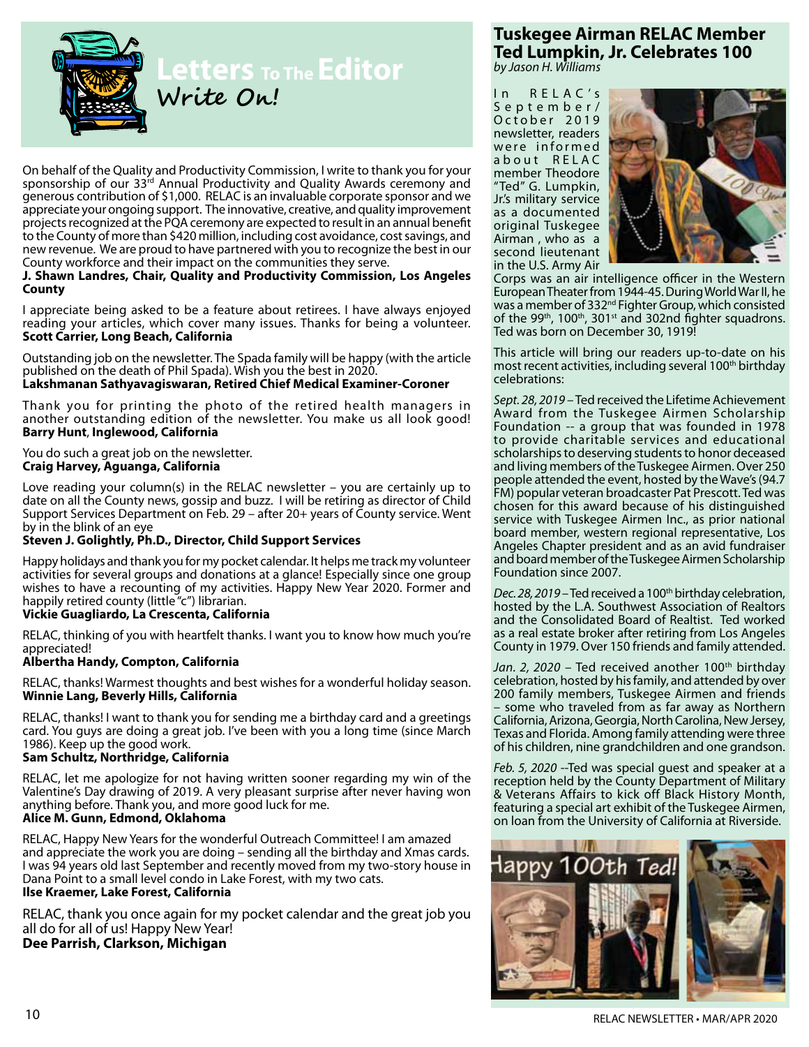# Letters To The Editor

## Write On!

On behalf of the Quality and Productivity Commission, I write to thank you for your sponsorship of our 33rd Annual Productivity and Quality Awards ceremony and generous contribution of $1,000. RELAC is an invaluable corporate sponsor and we appreciate your ongoing support. The innovative, creative, and quality improvement projects recognized at the PQA ceremony are expected to result in an annual benefit to the County of more than $420 million, including cost avoidance, cost savings, and new revenue. We are proud to have partnered with you to recognize the best in our County workforce and their impact on the communities they serve.
**J. Shawn Landres, Chair, Quality and Productivity Commission, Los Angeles County**

I appreciate being asked to be a feature about retirees. I have always enjoyed reading your articles, which cover many issues. Thanks for being a volunteer.
**Scott Carrier, Long Beach, California**

Outstanding job on the newsletter. The Spada family will be happy (with the article published on the death of Phil Spada). Wish you the best in 2020.
**Lakshmanan Sathyavagiswaran, Retired Chief Medical Examiner-Coroner**

Thank you for printing the photo of the retired health managers in another outstanding edition of the newsletter. You make us all look good!
**Barry Hunt, Inglewood, California**

You do such a great job on the newsletter.
**Craig Harvey, Aguanga, California**

Love reading your column(s) in the RELAC newsletter – you are certainly up to date on all the County news, gossip and buzz. I will be retiring as director of Child Support Services Department on Feb. 29 – after 20+ years of County service. Went by in the blink of an eye
**Steven J. Golightly, Ph.D., Director, Child Support Services**

Happy holidays and thank you for my pocket calendar. It helps me track my volunteer activities for several groups and donations at a glance! Especially since one group wishes to have a recounting of my activities. Happy New Year 2020. Former and happily retired county (little "c") librarian.
**Vickie Guagliardo, La Crescenta, California**

RELAC, thinking of you with heartfelt thanks. I want you to know how much you're appreciated!
**Albertha Handy, Compton, California**

RELAC, thanks! Warmest thoughts and best wishes for a wonderful holiday season.
**Winnie Lang, Beverly Hills, California**

RELAC, thanks! I want to thank you for sending me a birthday card and a greetings card. You guys are doing a great job. I've been with you a long time (since March 1986). Keep up the good work.
**Sam Schultz, Northridge, California**

RELAC, let me apologize for not having written sooner regarding my win of the Valentine's Day drawing of 2019. A very pleasant surprise after never having won anything before. Thank you, and more good luck for me.
**Alice M. Gunn, Edmond, Oklahoma**

RELAC, Happy New Years for the wonderful Outreach Committee! I am amazed and appreciate the work you are doing – sending all the birthday and Xmas cards. I was 94 years old last September and recently moved from my two-story house in Dana Point to a small level condo in Lake Forest, with my two cats.
**Ilse Kraemer, Lake Forest, California**

RELAC, thank you once again for my pocket calendar and the great job you all do for all of us! Happy New Year!
**Dee Parrish, Clarkson, Michigan**

# Tuskegee Airman RELAC Member Ted Lumpkin, Jr. Celebrates 100

*by Jason H. Williams*

In RELAC's September/October 2019 newsletter, readers were informed about RELAC member Theodore "Ted" G. Lumpkin, Jr.'s military service as a documented original Tuskegee Airman , who as a second lieutenant in the U.S. Army Air Corps was an air intelligence officer in the Western European Theater from 1944-45. During World War II, he was a member of 332nd Fighter Group, which consisted of the 99th, 100th, 301st and 302nd fighter squadrons. Ted was born on December 30, 1919!

This article will bring our readers up-to-date on his most recent activities, including several 100th birthday celebrations:

*Sept. 28, 2019* – Ted received the Lifetime Achievement Award from the Tuskegee Airmen Scholarship Foundation -- a group that was founded in 1978 to provide charitable services and educational scholarships to deserving students to honor deceased and living members of the Tuskegee Airmen. Over 250 people attended the event, hosted by the Wave's (94.7 FM) popular veteran broadcaster Pat Prescott. Ted was chosen for this award because of his distinguished service with Tuskegee Airmen Inc., as prior national board member, western regional representative, Los Angeles Chapter president and as an avid fundraiser and board member of the Tuskegee Airmen Scholarship Foundation since 2007.

*Dec. 28, 2019* – Ted received a 100th birthday celebration, hosted by the L.A. Southwest Association of Realtors and the Consolidated Board of Realtist. Ted worked as a real estate broker after retiring from Los Angeles County in 1979. Over 150 friends and family attended.

*Jan. 2, 2020* – Ted received another 100th birthday celebration, hosted by his family, and attended by over 200 family members, Tuskegee Airmen and friends – some who traveled from as far away as Northern California, Arizona, Georgia, North Carolina, New Jersey, Texas and Florida. Among family attending were three of his children, nine grandchildren and one grandson.

*Feb. 5, 2020* --Ted was special guest and speaker at a reception held by the County Department of Military & Veterans Affairs to kick off Black History Month, featuring a special art exhibit of the Tuskegee Airmen, on loan from the University of California at Riverside.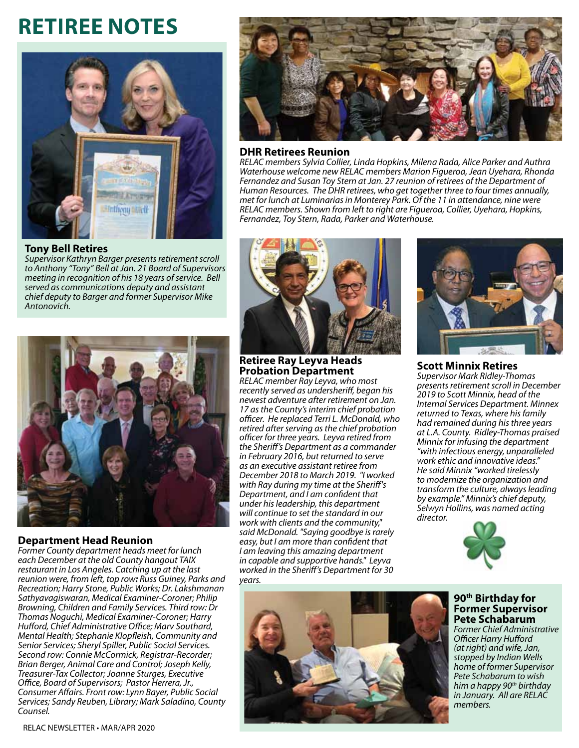# RETIREE NOTES

## Tony Bell Retires

*Supervisor Kathryn Barger presents retirement scroll to Anthony "Tony" Bell at Jan. 21 Board of Supervisors meeting in recognition of his 18 years of service. Bell served as communications deputy and assistant chief deputy to Barger and former Supervisor Mike Antonovich.*

## DHR Retirees Reunion

*RELAC members Sylvia Collier, Linda Hopkins, Milena Rada, Alice Parker and Authra Waterhouse welcome new RELAC members Marion Figueroa, Jean Uyehara, Rhonda Fernandez and Susan Toy Stern at Jan. 27 reunion of retirees of the Department of Human Resources. The DHR retirees, who get together three to four times annually, met for lunch at Luminarias in Monterey Park. Of the 11 in attendance, nine were RELAC members. Shown from left to right are Figueroa, Collier, Uyehara, Hopkins, Fernandez, Toy Stern, Rada, Parker and Waterhouse.*

## Department Head Reunion

*Former County department heads meet for lunch each December at the old County hangout TAIX restaurant in Los Angeles. Catching up at the last reunion were, from left, top row: Russ Guiney, Parks and Recreation; Harry Stone, Public Works; Dr. Lakshmanan Sathyavagiswaran, Medical Examiner-Coroner; Philip Browning, Children and Family Services. Third row: Dr Thomas Noguchi, Medical Examiner-Coroner; Harry Hufford, Chief Administrative Office; Marv Southard, Mental Health; Stephanie Klopfleish, Community and Senior Services; Sheryl Spiller, Public Social Services. Second row: Connie McCormick, Registrar-Recorder; Brian Berger, Animal Care and Control; Joseph Kelly, Treasurer-Tax Collector; Joanne Sturges, Executive Office, Board of Supervisors; Pastor Herrera, Jr., Consumer Affairs. Front row: Lynn Bayer, Public Social Services; Sandy Reuben, Library; Mark Saladino, County Counsel.*

## Retiree Ray Leyva Heads Probation Department

*RELAC member Ray Leyva, who most recently served as undersheriff, began his newest adventure after retirement on Jan. 17 as the County's interim chief probation officer. He replaced Terri L. McDonald, who retired after serving as the chief probation officer for three years. Leyva retired from the Sheriff's Department as a commander in February 2016, but returned to serve as an executive assistant retiree from December 2018 to March 2019. "I worked with Ray during my time at the Sheriff's Department, and I am confident that under his leadership, this department will continue to set the standard in our work with clients and the community," said McDonald. "Saying goodbye is rarely easy, but I am more than confident that I am leaving this amazing department in capable and supportive hands." Leyva worked in the Sheriff's Department for 30 years.*

## Scott Minnix Retires

*Supervisor Mark Ridley-Thomas presents retirement scroll in December 2019 to Scott Minnix, head of the Internal Services Department. Minnex returned to Texas, where his family had remained during his three years at L.A. County. Ridley-Thomas praised Minnix for infusing the department "with infectious energy, unparalleled work ethic and innovative ideas." He said Minnix "worked tirelessly to modernize the organization and transform the culture, always leading by example." Minnix's chief deputy, Selwyn Hollins, was named acting director.*

## 90th Birthday for Former Supervisor Pete Schabarum

*Former Chief Administrative Officer Harry Hufford (at right) and wife, Jan, stopped by Indian Wells home of former Supervisor Pete Schabarum to wish him a happy 90th birthday in January. All are RELAC members.*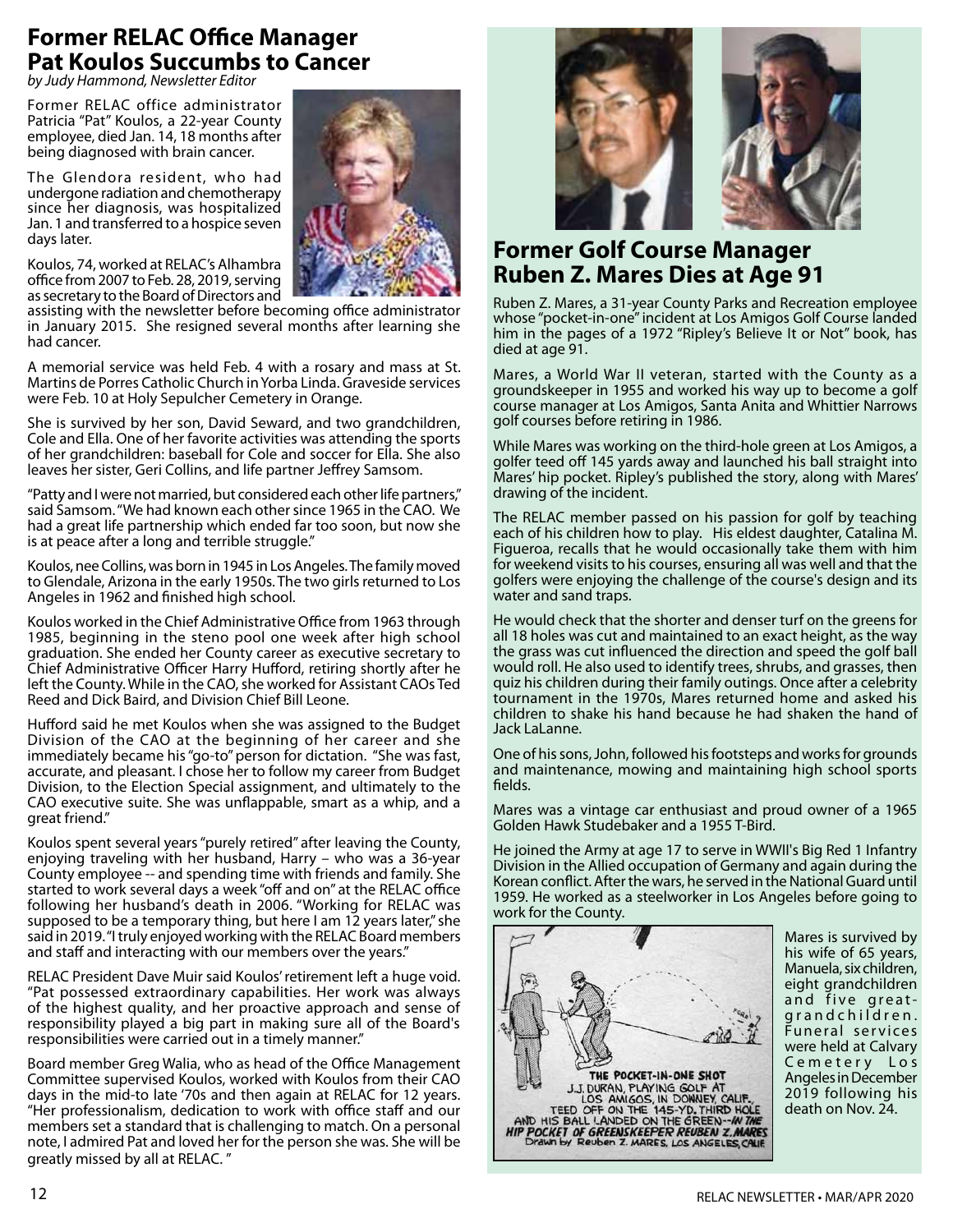## Former RELAC Office Manager Pat Koulos Succumbs to Cancer

*by Judy Hammond, Newsletter Editor*

Former RELAC office administrator Patricia "Pat" Koulos, a 22-year County employee, died Jan. 14, 18 months after being diagnosed with brain cancer.

The Glendora resident, who had undergone radiation and chemotherapy since her diagnosis, was hospitalized Jan. 1 and transferred to a hospice seven days later.

Koulos, 74, worked at RELAC's Alhambra office from 2007 to Feb. 28, 2019, serving as secretary to the Board of Directors and assisting with the newsletter before becoming office administrator in January 2015. She resigned several months after learning she had cancer.

A memorial service was held Feb. 4 with a rosary and mass at St. Martins de Porres Catholic Church in Yorba Linda. Graveside services were Feb. 10 at Holy Sepulcher Cemetery in Orange.

She is survived by her son, David Seward, and two grandchildren, Cole and Ella. One of her favorite activities was attending the sports of her grandchildren: baseball for Cole and soccer for Ella. She also leaves her sister, Geri Collins, and life partner Jeffrey Samsom.

"Patty and I were not married, but considered each other life partners," said Samsom. "We had known each other since 1965 in the CAO. We had a great life partnership which ended far too soon, but now she is at peace after a long and terrible struggle."

Koulos, nee Collins, was born in 1945 in Los Angeles. The family moved to Glendale, Arizona in the early 1950s. The two girls returned to Los Angeles in 1962 and finished high school.

Koulos worked in the Chief Administrative Office from 1963 through 1985, beginning in the steno pool one week after high school graduation. She ended her County career as executive secretary to Chief Administrative Officer Harry Hufford, retiring shortly after he left the County. While in the CAO, she worked for Assistant CAOs Ted Reed and Dick Baird, and Division Chief Bill Leone.

Hufford said he met Koulos when she was assigned to the Budget Division of the CAO at the beginning of her career and she immediately became his "go-to" person for dictation. "She was fast, accurate, and pleasant. I chose her to follow my career from Budget Division, to the Election Special assignment, and ultimately to the CAO executive suite. She was unflappable, smart as a whip, and a great friend."

Koulos spent several years "purely retired" after leaving the County, enjoying traveling with her husband, Harry – who was a 36-year County employee -- and spending time with friends and family. She started to work several days a week "off and on" at the RELAC office following her husband's death in 2006. "Working for RELAC was supposed to be a temporary thing, but here I am 12 years later," she said in 2019. "I truly enjoyed working with the RELAC Board members and staff and interacting with our members over the years."

RELAC President Dave Muir said Koulos' retirement left a huge void. "Pat possessed extraordinary capabilities. Her work was always of the highest quality, and her proactive approach and sense of responsibility played a big part in making sure all of the Board's responsibilities were carried out in a timely manner."

Board member Greg Walia, who as head of the Office Management Committee supervised Koulos, worked with Koulos from their CAO days in the mid-to-late '70s and then again at RELAC for 12 years. "Her professionalism, dedication to work with office staff and our members set a standard that is challenging to match. On a personal note, I admired Pat and loved her for the person she was. She will be greatly missed by all at RELAC."

## Former Golf Course Manager Ruben Z. Mares Dies at Age 91

Ruben Z. Mares, a 31-year County Parks and Recreation employee whose "pocket-in-one" incident at Los Amigos Golf Course landed him in the pages of a 1972 "Ripley's Believe It or Not" book, has died at age 91.

Mares, a World War II veteran, started with the County as a groundskeeper in 1955 and worked his way up to become a golf course manager at Los Amigos, Santa Anita and Whittier Narrows golf courses before retiring in 1986.

While Mares was working on the third-hole green at Los Amigos, a golfer teed off 145 yards away and launched his ball straight into Mares' hip pocket. Ripley's published the story, along with Mares' drawing of the incident.

The RELAC member passed on his passion for golf by teaching each of his children how to play. His eldest daughter, Catalina M. Figueroa, recalls that he would occasionally take them with him for weekend visits to his courses, ensuring all was well and that the golfers were enjoying the challenge of the course's design and its water and sand traps.

He would check that the shorter and denser turf on the greens for all 18 holes was cut and maintained to an exact height, as the way the grass was cut influenced the direction and speed the golf ball would roll. He also used to identify trees, shrubs, and grasses, then quiz his children during their family outings. Once after a celebrity tournament in the 1970s, Mares returned home and asked his children to shake his hand because he had shaken the hand of Jack LaLanne.

One of his sons, John, followed his footsteps and works for grounds and maintenance, mowing and maintaining high school sports fields.

Mares was a vintage car enthusiast and proud owner of a 1965 Golden Hawk Studebaker and a 1955 T-Bird.

He joined the Army at age 17 to serve in WWII's Big Red 1 Infantry Division in the Allied occupation of Germany and again during the Korean conflict. After the wars, he served in the National Guard until 1959. He worked as a steelworker in Los Angeles before going to work for the County.

THE POCKET-IN-ONE SHOT
J.J. DURAN, PLAYING GOLF AT LOS AMIGOS, IN DOWNEY, CALIF., TEED OFF ON THE 145-YD. THIRD HOLE AND HIS BALL LANDED ON THE GREEN--*IN THE HIP POCKET OF GREENSKEEPER REUBEN Z. MARES*
Drawn by Reuben Z. MARES, LOS ANGELES, CALIF.

Mares is survived by his wife of 65 years, Manuela, six children, eight grandchildren and five great-grandchildren. Funeral services were held at Calvary Cemetery Los Angeles in December 2019 following his death on Nov. 24.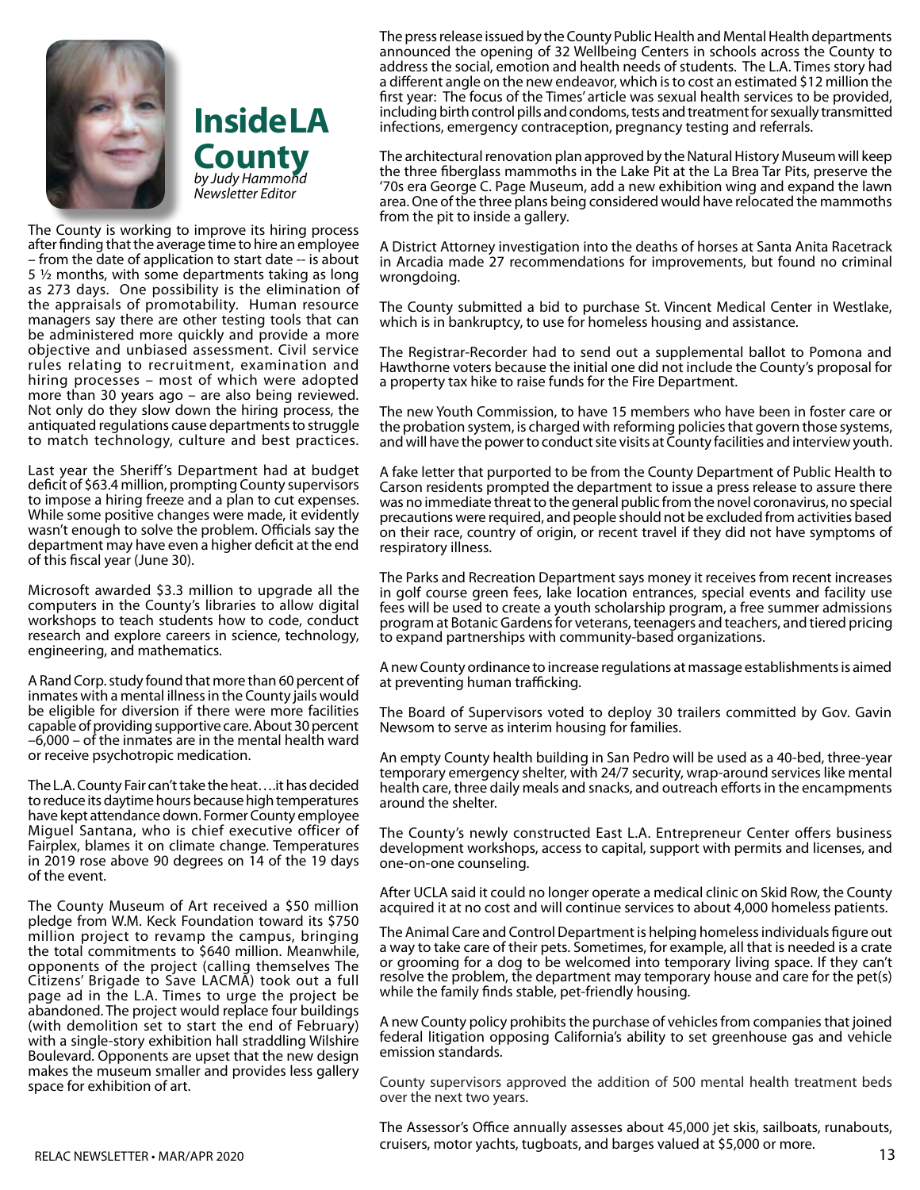# Inside LA County

*by Judy Hammond*
*Newsletter Editor*

The County is working to improve its hiring process after finding that the average time to hire an employee – from the date of application to start date -- is about 5 ½ months, with some departments taking as long as 273 days. One possibility is the elimination of the appraisals of promotability. Human resource managers say there are other testing tools that can be administered more quickly and provide a more objective and unbiased assessment. Civil service rules relating to recruitment, examination and hiring processes – most of which were adopted more than 30 years ago – are also being reviewed. Not only do they slow down the hiring process, the antiquated regulations cause departments to struggle to match technology, culture and best practices.

Last year the Sheriff's Department had at budget deficit of $63.4 million, prompting County supervisors to impose a hiring freeze and a plan to cut expenses. While some positive changes were made, it evidently wasn't enough to solve the problem. Officials say the department may have even a higher deficit at the end of this fiscal year (June 30).

Microsoft awarded $3.3 million to upgrade all the computers in the County's libraries to allow digital workshops to teach students how to code, conduct research and explore careers in science, technology, engineering, and mathematics.

A Rand Corp. study found that more than 60 percent of inmates with a mental illness in the County jails would be eligible for diversion if there were more facilities capable of providing supportive care. About 30 percent –6,000 – of the inmates are in the mental health ward or receive psychotropic medication.

The L.A. County Fair can't take the heat….it has decided to reduce its daytime hours because high temperatures have kept attendance down. Former County employee Miguel Santana, who is chief executive officer of Fairplex, blames it on climate change. Temperatures in 2019 rose above 90 degrees on 14 of the 19 days of the event.

The County Museum of Art received a $50 million pledge from W.M. Keck Foundation toward its $750 million project to revamp the campus, bringing the total commitments to $640 million. Meanwhile, opponents of the project (calling themselves The Citizens' Brigade to Save LACMA) took out a full page ad in the L.A. Times to urge the project be abandoned. The project would replace four buildings (with demolition set to start the end of February) with a single-story exhibition hall straddling Wilshire Boulevard. Opponents are upset that the new design makes the museum smaller and provides less gallery space for exhibition of art.

The press release issued by the County Public Health and Mental Health departments announced the opening of 32 Wellbeing Centers in schools across the County to address the social, emotion and health needs of students. The L.A. Times story had a different angle on the new endeavor, which is to cost an estimated $12 million the first year: The focus of the Times' article was sexual health services to be provided, including birth control pills and condoms, tests and treatment for sexually transmitted infections, emergency contraception, pregnancy testing and referrals.

The architectural renovation plan approved by the Natural History Museum will keep the three fiberglass mammoths in the Lake Pit at the La Brea Tar Pits, preserve the '70s era George C. Page Museum, add a new exhibition wing and expand the lawn area. One of the three plans being considered would have relocated the mammoths from the pit to inside a gallery.

A District Attorney investigation into the deaths of horses at Santa Anita Racetrack in Arcadia made 27 recommendations for improvements, but found no criminal wrongdoing.

The County submitted a bid to purchase St. Vincent Medical Center in Westlake, which is in bankruptcy, to use for homeless housing and assistance.

The Registrar-Recorder had to send out a supplemental ballot to Pomona and Hawthorne voters because the initial one did not include the County's proposal for a property tax hike to raise funds for the Fire Department.

The new Youth Commission, to have 15 members who have been in foster care or the probation system, is charged with reforming policies that govern those systems, and will have the power to conduct site visits at County facilities and interview youth.

A fake letter that purported to be from the County Department of Public Health to Carson residents prompted the department to issue a press release to assure there was no immediate threat to the general public from the novel coronavirus, no special precautions were required, and people should not be excluded from activities based on their race, country of origin, or recent travel if they did not have symptoms of respiratory illness.

The Parks and Recreation Department says money it receives from recent increases in golf course green fees, lake location entrances, special events and facility use fees will be used to create a youth scholarship program, a free summer admissions program at Botanic Gardens for veterans, teenagers and teachers, and tiered pricing to expand partnerships with community-based organizations.

A new County ordinance to increase regulations at massage establishments is aimed at preventing human trafficking.

The Board of Supervisors voted to deploy 30 trailers committed by Gov. Gavin Newsom to serve as interim housing for families.

An empty County health building in San Pedro will be used as a 40-bed, three-year temporary emergency shelter, with 24/7 security, wrap-around services like mental health care, three daily meals and snacks, and outreach efforts in the encampments around the shelter.

The County's newly constructed East L.A. Entrepreneur Center offers business development workshops, access to capital, support with permits and licenses, and one-on-one counseling.

After UCLA said it could no longer operate a medical clinic on Skid Row, the County acquired it at no cost and will continue services to about 4,000 homeless patients.

The Animal Care and Control Department is helping homeless individuals figure out a way to take care of their pets. Sometimes, for example, all that is needed is a crate or grooming for a dog to be welcomed into temporary living space. If they can't resolve the problem, the department may temporary house and care for the pet(s) while the family finds stable, pet-friendly housing.

A new County policy prohibits the purchase of vehicles from companies that joined federal litigation opposing California's ability to set greenhouse gas and vehicle emission standards.

County supervisors approved the addition of 500 mental health treatment beds over the next two years.

The Assessor's Office annually assesses about 45,000 jet skis, sailboats, runabouts, cruisers, motor yachts, tugboats, and barges valued at $5,000 or more.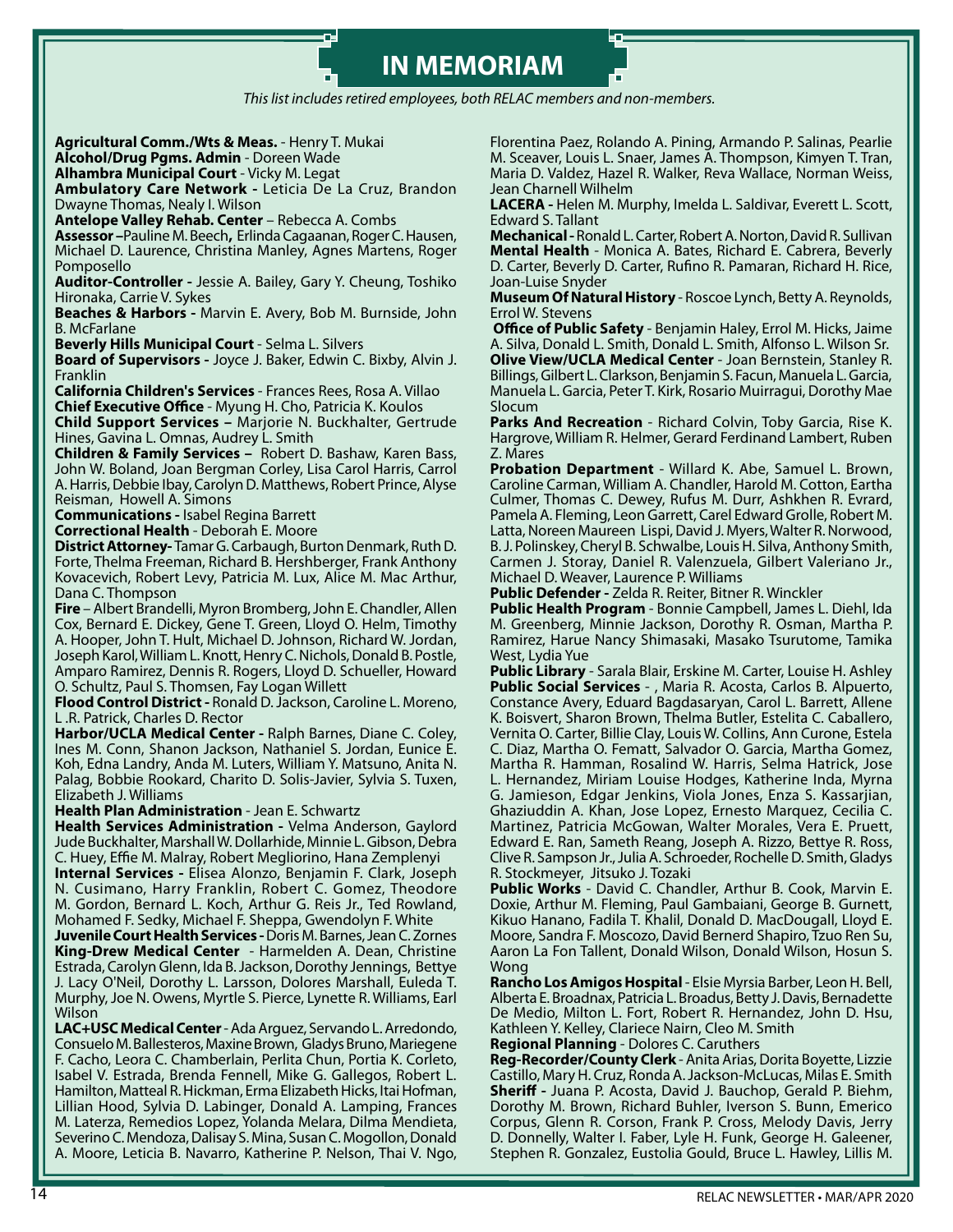# IN MEMORIAM

*This list includes retired employees, both RELAC members and non-members.*

**Agricultural Comm./Wts & Meas.** - Henry T. Mukai
**Alcohol/Drug Pgms. Admin** - Doreen Wade
**Alhambra Municipal Court** - Vicky M. Legat
**Ambulatory Care Network -** Leticia De La Cruz, Brandon Dwayne Thomas, Nealy I. Wilson
**Antelope Valley Rehab. Center** – Rebecca A. Combs
**Assessor –**Pauline M. Beech**,** Erlinda Cagaanan, Roger C. Hausen, Michael D. Laurence, Christina Manley, Agnes Martens, Roger Pomposello
**Auditor-Controller -** Jessie A. Bailey, Gary Y. Cheung, Toshiko Hironaka, Carrie V. Sykes
**Beaches & Harbors -** Marvin E. Avery, Bob M. Burnside, John B. McFarlane
**Beverly Hills Municipal Court** - Selma L. Silvers
**Board of Supervisors -** Joyce J. Baker, Edwin C. Bixby, Alvin J. Franklin
**California Children's Services** - Frances Rees, Rosa A. Villao
**Chief Executive Office** - Myung H. Cho, Patricia K. Koulos
**Child Support Services –** Marjorie N. Buckhalter, Gertrude Hines, Gavina L. Omnas, Audrey L. Smith
**Children & Family Services –** Robert D. Bashaw, Karen Bass, John W. Boland, Joan Bergman Corley, Lisa Carol Harris, Carrol A. Harris, Debbie Ibay, Carolyn D. Matthews, Robert Prince, Alyse Reisman, Howell A. Simons
**Communications -** Isabel Regina Barrett
**Correctional Health** - Deborah E. Moore
**District Attorney-** Tamar G. Carbaugh, Burton Denmark, Ruth D. Forte, Thelma Freeman, Richard B. Hershberger, Frank Anthony Kovacevich, Robert Levy, Patricia M. Lux, Alice M. Mac Arthur, Dana C. Thompson
**Fire** – Albert Brandelli, Myron Bromberg, John E. Chandler, Allen Cox, Bernard E. Dickey, Gene T. Green, Lloyd O. Helm, Timothy A. Hooper, John T. Hult, Michael D. Johnson, Richard W. Jordan, Joseph Karol, William L. Knott, Henry C. Nichols, Donald B. Postle, Amparo Ramirez, Dennis R. Rogers, Lloyd D. Schueller, Howard O. Schultz, Paul S. Thomsen, Fay Logan Willett
**Flood Control District -** Ronald D. Jackson, Caroline L. Moreno, L .R. Patrick, Charles D. Rector
**Harbor/UCLA Medical Center -** Ralph Barnes, Diane C. Coley, Ines M. Conn, Shanon Jackson, Nathaniel S. Jordan, Eunice E. Koh, Edna Landry, Anda M. Luters, William Y. Matsuno, Anita N. Palag, Bobbie Rookard, Charito D. Solis-Javier, Sylvia S. Tuxen, Elizabeth J. Williams
**Health Plan Administration** - Jean E. Schwartz
**Health Services Administration -** Velma Anderson, Gaylord Jude Buckhalter, Marshall W. Dollarhide, Minnie L. Gibson, Debra C. Huey, Effie M. Malray, Robert Megliorino, Hana Zemplenyi
**Internal Services -** Elisea Alonzo, Benjamin F. Clark, Joseph N. Cusimano, Harry Franklin, Robert C. Gomez, Theodore M. Gordon, Bernard L. Koch, Arthur G. Reis Jr., Ted Rowland, Mohamed F. Sedky, Michael F. Sheppa, Gwendolyn F. White
**Juvenile Court Health Services -** Doris M. Barnes, Jean C. Zornes
**King-Drew Medical Center** - Harmelden A. Dean, Christine Estrada, Carolyn Glenn, Ida B. Jackson, Dorothy Jennings, Bettye J. Lacy O'Neil, Dorothy L. Larsson, Dolores Marshall, Euleda T. Murphy, Joe N. Owens, Myrtle S. Pierce, Lynette R. Williams, Earl Wilson
**LAC+USC Medical Center** - Ada Arguez, Servando L. Arredondo, Consuelo M. Ballesteros, Maxine Brown, Gladys Bruno, Mariegene F. Cacho, Leora C. Chamberlain, Perlita Chun, Portia K. Corleto, Isabel V. Estrada, Brenda Fennell, Mike G. Gallegos, Robert L. Hamilton, Matteal R. Hickman, Erma Elizabeth Hicks, Itai Hofman, Lillian Hood, Sylvia D. Labinger, Donald A. Lamping, Frances M. Laterza, Remedios Lopez, Yolanda Melara, Dilma Mendieta, Severino C. Mendoza, Dalisay S. Mina, Susan C. Mogollon, Donald A. Moore, Leticia B. Navarro, Katherine P. Nelson, Thai V. Ngo, Florentina Paez, Rolando A. Pining, Armando P. Salinas, Pearlie M. Sceaver, Louis L. Snaer, James A. Thompson, Kimyen T. Tran, Maria D. Valdez, Hazel R. Walker, Reva Wallace, Norman Weiss, Jean Charnell Wilhelm
**LACERA -** Helen M. Murphy, Imelda L. Saldivar, Everett L. Scott, Edward S. Tallant
**Mechanical -** Ronald L. Carter, Robert A. Norton, David R. Sullivan
**Mental Health** - Monica A. Bates, Richard E. Cabrera, Beverly D. Carter, Beverly D. Carter, Rufino R. Pamaran, Richard H. Rice, Joan-Luise Snyder
**Museum Of Natural History** - Roscoe Lynch, Betty A. Reynolds, Errol W. Stevens
**Office of Public Safety** - Benjamin Haley, Errol M. Hicks, Jaime A. Silva, Donald L. Smith, Donald L. Smith, Alfonso L. Wilson Sr.
**Olive View/UCLA Medical Center** - Joan Bernstein, Stanley R. Billings, Gilbert L. Clarkson, Benjamin S. Facun, Manuela L. Garcia, Manuela L. Garcia, Peter T. Kirk, Rosario Muirragui, Dorothy Mae Slocum
**Parks And Recreation** - Richard Colvin, Toby Garcia, Rise K. Hargrove, William R. Helmer, Gerard Ferdinand Lambert, Ruben Z. Mares
**Probation Department** - Willard K. Abe, Samuel L. Brown, Caroline Carman, William A. Chandler, Harold M. Cotton, Eartha Culmer, Thomas C. Dewey, Rufus M. Durr, Ashkhen R. Evrard, Pamela A. Fleming, Leon Garrett, Carel Edward Grolle, Robert M. Latta, Noreen Maureen Lispi, David J. Myers, Walter R. Norwood, B. J. Polinskey, Cheryl B. Schwalbe, Louis H. Silva, Anthony Smith, Carmen J. Storay, Daniel R. Valenzuela, Gilbert Valeriano Jr., Michael D. Weaver, Laurence P. Williams
**Public Defender -** Zelda R. Reiter, Bitner R. Winckler
**Public Health Program** - Bonnie Campbell, James L. Diehl, Ida M. Greenberg, Minnie Jackson, Dorothy R. Osman, Martha P. Ramirez, Harue Nancy Shimasaki, Masako Tsurutome, Tamika West, Lydia Yue
**Public Library** - Sarala Blair, Erskine M. Carter, Louise H. Ashley
**Public Social Services** - , Maria R. Acosta, Carlos B. Alpuerto, Constance Avery, Eduard Bagdasaryan, Carol L. Barrett, Allene K. Boisvert, Sharon Brown, Thelma Butler, Estelita C. Caballero, Vernita O. Carter, Billie Clay, Louis W. Collins, Ann Curone, Estela C. Diaz, Martha O.119, Salvador O. Garcia, Martha Gomez, Martha R. Hamman, Rosalind W. Harris, Selma Hatrick, Jose L. Hernandez, Miriam Louise Hodges, Katherine Inda, Myrna G. Jamieson, Edgar Jenkins, Viola Jones, Enza S. Kassarjian, Ghaziuddin A. Khan, Jose Lopez, Ernesto Marquez, Cecilia C. Martinez, Patricia McGowan, Walter Morales, Vera E. Pruett, Edward E. Ran, Sameth Reang, Joseph A. Rizzo, Bettye R. Ross, Clive R. Sampson Jr., Julia A. Schroeder, Rochelle D. Smith, Gladys R. Stockmeyer, Jitsuko J. Tozaki
**Public Works** - David C. Chandler, Arthur B. Cook, Marvin E. Doxie, Arthur M. Fleming, Paul Gambaiani, George B. Gurnett, Kikuo Hanano, Fadila T. Khalil, Donald D. MacDougall, Lloyd E. Moore, Sandra F. Moscozo, David Bernerd Shapiro, Tzuo Ren Su, Aaron La Fon Tallent, Donald Wilson, Donald Wilson, Hosun S. Wong
**Rancho Los Amigos Hospital** - Elsie Myrsia Barber, Leon H. Bell, Alberta E. Broadnax, Patricia L. Broadus, Betty J. Davis, Bernadette De Medio, Milton L. Fort, Robert R. Hernandez, John D. Hsu, Kathleen Y. Kelley, Clariece Nairn, Cleo M. Smith
**Regional Planning** - Dolores C. Caruthers
**Reg-Recorder/County Clerk** - Anita Arias, Dorita Boyette, Lizzie Castillo, Mary H. Cruz, Ronda A. Jackson-McLucas, Milas E. Smith
**Sheriff -** Juana P. Acosta, David J. Bauchop, Gerald P. Biehm, Dorothy M. Brown, Richard Buhler, Iverson S. Bunn, Emerico Corpus, Glenn R. Corson, Frank P. Cross, Melody Davis, Jerry D. Donnelly, Walter I. Faber, Lyle H. Funk, George H. Galeener, Stephen R. Gonzalez, Eustolia Gould, Bruce L. Hawley, Lillis M.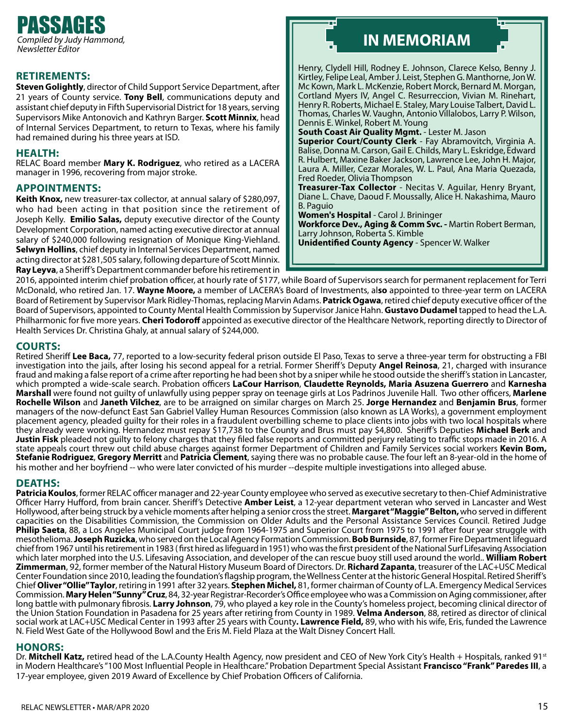# PASSAGES

*Compiled by Judy Hammond, Newsletter Editor*

## RETIREMENTS:

**Steven Golightly**, director of Child Support Service Department, after 21 years of County service. **Tony Bell**, communications deputy and assistant chief deputy in Fifth Supervisorial District for 18 years, serving Supervisors Mike Antonovich and Kathryn Barger. **Scott Minnix**, head of Internal Services Department, to return to Texas, where his family had remained during his three years at ISD.

## HEALTH:

RELAC Board member **Mary K. Rodriguez**, who retired as a LACERA manager in 1996, recovering from major stroke.

## APPOINTMENTS:

**Keith Knox,** new treasurer-tax collector, at annual salary of $280,097, who had been acting in that position since the retirement of Joseph Kelly. **Emilio Salas,** deputy executive director of the County Development Corporation, named acting executive director at annual salary of $240,000 following resignation of Monique King-Viehland. **Selwyn Hollins**, chief deputy in Internal Services Department, named acting director at $281,505 salary, following departure of Scott Minnix. **Ray Leyva**, a Sheriff's Department commander before his retirement in 2016, appointed interim chief probation officer, at hourly rate of $177, while Board of Supervisors search for permanent replacement for Terri McDonald, who retired Jan. 17. **Wayne Moore,** a member of LACERA's Board of Investments, al**so** appointed to three-year term on LACERA Board of Retirement by Supervisor Mark Ridley-Thomas, replacing Marvin Adams. **Patrick Ogawa**, retired chief deputy executive officer of the Board of Supervisors, appointed to County Mental Health Commission by Supervisor Janice Hahn. **Gustavo Dudamel** tapped to head the L.A. Philharmonic for five more years. **Cheri Todoroff** appointed as executive director of the Healthcare Network, reporting directly to Director of Health Services Dr. Christina Ghaly, at annual salary of $244,000.

## IN MEMORIAM

Henry, Clydell Hill, Rodney E. Johnson, Clarece Kelso, Benny J. Kirtley, Felipe Leal, Amber J. Leist, Stephen G. Manthorne, Jon W. Mc Kown, Mark L. McKenzie, Robert Morck, Bernard M. Morgan, Cortland Myers IV, Angel C. Resurreccion, Vivian M. Rinehart, Henry R. Roberts, Michael E. Staley, Mary Louise Talbert, David L. Thomas, Charles W. Vaughn, Antonio Villalobos, Larry P. Wilson, Dennis E. Winkel, Robert M. Young

**South Coast Air Quality Mgmt.** - Lester M. Jason

**Superior Court/County Clerk** - Fay Abramovitch, Virginia A. Balise, Donna M. Carson, Gail E. Childs, Mary L. Eskridge, Edward R. Hulbert, Maxine Baker Jackson, Lawrence Lee, John H. Major, Laura A. Miller, Cezar Morales, W. L. Paul, Ana Maria Quezada, Fred Roeder, Olivia Thompson

**Treasurer-Tax Collector** - Necitas V. Aguilar, Henry Bryant, Diane L. Chave, Daoud F. Moussally, Alice H. Nakashima, Mauro B. Paguio

**Women's Hospital** - Carol J. Brininger

**Workforce Dev., Aging & Comm Svc. -** Martin Robert Berman, Larry Johnson, Roberta S. Kimble

**Unidentified County Agency** - Spencer W. Walker

## COURTS:

Retired Sheriff **Lee Baca,** 77, reported to a low-security federal prison outside El Paso, Texas to serve a three-year term for obstructing a FBI investigation into the jails, after losing his second appeal for a retrial. Former Sheriff's Deputy **Angel Reinosa**, 21, charged with insurance fraud and making a false report of a crime after reporting he had been shot by a sniper while he stood outside the sheriff's station in Lancaster, which prompted a wide-scale search. Probation officers **LaCour Harrison**, **Claudette Reynolds, Maria Asuzena Guerrero** and **Karnesha Marshall** were found not guilty of unlawfully using pepper spray on teenage girls at Los Padrinos Juvenile Hall. Two other officers, **Marlene Rochelle Wilson** and **Janeth Vilchez**, are to be arraigned on similar charges on March 25. **Jorge Hernandez** and **Benjamin Brus**, former managers of the now-defunct East San Gabriel Valley Human Resources Commission (also known as LA Works), a government employment placement agency, pleaded guilty for their roles in a fraudulent overbilling scheme to place clients into jobs with two local hospitals where they already were working. Hernandez must repay $17,738 to the County and Brus must pay $4,800. Sheriff's Deputies **Michael Berk** and **Justin Fisk** pleaded not guilty to felony charges that they filed false reports and committed perjury relating to traffic stops made in 2016. A state appeals court threw out child abuse charges against former Department of Children and Family Services social workers **Kevin Bom, Stefanie Rodriguez**, **Gregory Merritt** and **Patricia Clement**, saying there was no probable cause. The four left an 8-year-old in the home of his mother and her boyfriend -- who were later convicted of his murder --despite multiple investigations into alleged abuse.

## DEATHS:

**Patricia Koulos**, former RELAC officer manager and 22-year County employee who served as executive secretary to then-Chief Administrative Officer Harry Hufford, from brain cancer. Sheriff's Detective **Amber Leist**, a 12-year department veteran who served in Lancaster and West Hollywood, after being struck by a vehicle moments after helping a senior cross the street. **Margaret "Maggie" Belton,** who served in different capacities on the Disabilities Commission, the Commission on Older Adults and the Personal Assistance Services Council. Retired Judge **Philip Saeta**, 88, a Los Angeles Municipal Court judge from 1964-1975 and Superior Court from 1975 to 1991 after four year struggle with mesothelioma. **Joseph Ruzicka**, who served on the Local Agency Formation Commission. **Bob Burnside**, 87, former Fire Department lifeguard chief from 1967 until his retirement in 1983 ( first hired as lifeguard in 1951) who was the first president of the National Surf Lifesaving Association which later morphed into the U.S. Lifesaving Association, and developer of the can rescue buoy still used around the world.. **William Robert Zimmerman**, 92, former member of the Natural History Museum Board of Directors. Dr. **Richard Zapanta**, treasurer of the LAC+USC Medical Center Foundation since 2010, leading the foundation's flagship program, the Wellness Center at the historic General Hospital. Retired Sheriff's Chief **Oliver "Ollie" Taylor**, retiring in 1991 after 32 years. **Stephen Michel,** 81, former chairman of County of L.A. Emergency Medical Services Commission. **Mary Helen "Sunny" Cruz**, 84, 32-year Registrar-Recorder's Office employee who was a Commission on Aging commissioner, after long battle with pulmonary fibrosis. **Larry Johnson**, 79, who played a key role in the County's homeless project, becoming clinical director of the Union Station Foundation in Pasadena for 25 years after retiring from County in 1989. **Velma Anderson**, 88, retired as director of clinical social work at LAC+USC Medical Center in 1993 after 25 years with County**. Lawrence Field,** 89, who with his wife, Eris, funded the Lawrence N. Field West Gate of the Hollywood Bowl and the Eris M. Field Plaza at the Walt Disney Concert Hall.

## HONORS:

Dr. **Mitchell Katz,** retired head of the L.A.County Health Agency, now president and CEO of New York City's Health + Hospitals, ranked 91st in Modern Healthcare's "100 Most Influential People in Healthcare." Probation Department Special Assistant **Francisco "Frank" Paredes III**, a 17-year employee, given 2019 Award of Excellence by Chief Probation Officers of California.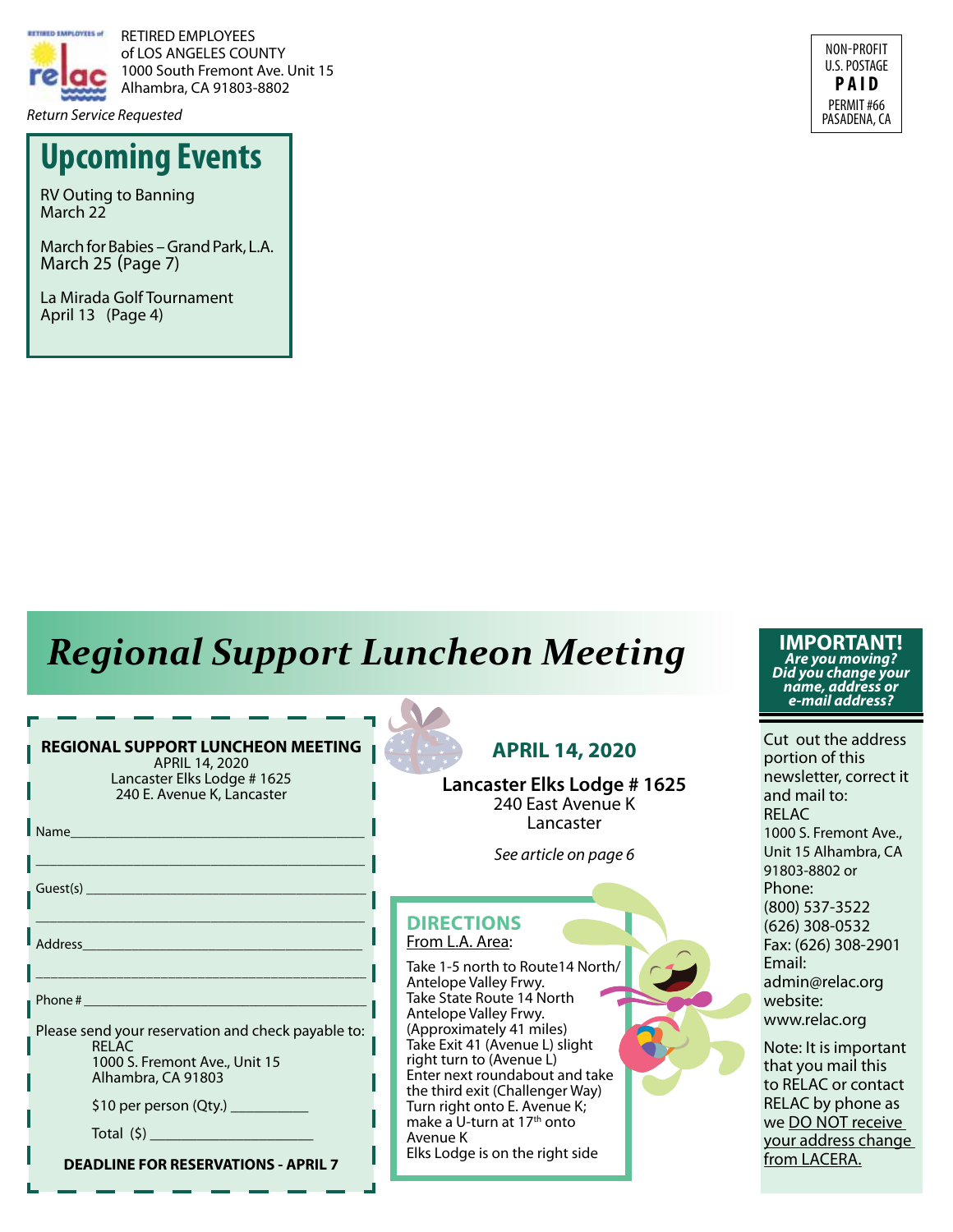RETIRED EMPLOYEES
of LOS ANGELES COUNTY
1000 South Fremont Ave. Unit 15
Alhambra, CA 91803-8802

*Return Service Requested*

NON-PROFIT
U.S. POSTAGE
**PAID**
PERMIT #66
PASADENA, CA

## Upcoming Events

RV Outing to Banning
March 22

March for Babies – Grand Park, L.A.
March 25 (Page 7)

La Mirada Golf Tournament
April 13 (Page 4)

# *Regional Support Luncheon Meeting*

**REGIONAL SUPPORT LUNCHEON MEETING**
APRIL 14, 2020
Lancaster Elks Lodge # 1625
240 E. Avenue K, Lancaster

Name_______________________________________

___________________________________________

Guest(s) ____________________________________

___________________________________________

Address_____________________________________

___________________________________________

Phone # ____________________________________

Please send your reservation and check payable to:
RELAC
1000 S. Fremont Ave., Unit 15
Alhambra, CA 91803

$10 per person (Qty.) __________

Total ($) ____________________

**DEADLINE FOR RESERVATIONS - APRIL 7**

## APRIL 14, 2020

**Lancaster Elks Lodge # 1625**
240 East Avenue K
Lancaster

*See article on page 6*

### DIRECTIONS

From L.A. Area:

Take 1-5 north to Route14 North/ Antelope Valley Frwy.
Take State Route 14 North Antelope Valley Frwy. (Approximately 41 miles)
Take Exit 41 (Avenue L) slight right turn to (Avenue L)
Enter next roundabout and take the third exit (Challenger Way)
Turn right onto E. Avenue K; make a U-turn at 17th onto Avenue K
Elks Lodge is on the right side

**IMPORTANT!**
***Are you moving? Did you change your name, address or e-mail address?***

Cut out the address portion of this newsletter, correct it and mail to:
RELAC
1000 S. Fremont Ave., Unit 15 Alhambra, CA 91803-8802 or
Phone:
(800) 537-3522
(626) 308-0532
Fax: (626) 308-2901
Email:
admin@relac.org
website:
www.relac.org

Note: It is important that you mail this to RELAC or contact RELAC by phone as we DO NOT receive your address change from LACERA.